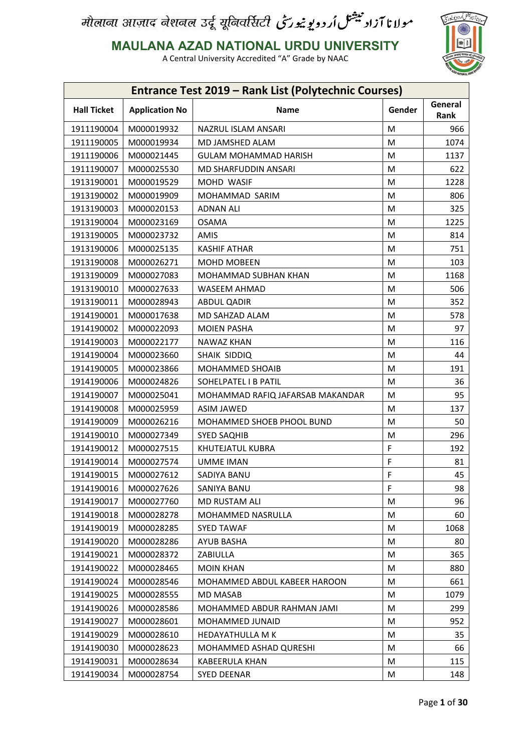मौलाना आज़ाद नेशनल उर्दू यूनिवर्सिटी مولانا آزاد نیشنل اُردو یونیورسٹی

# MAULANA AZAD NATIONAL URDU UNIVERSITY

A Central University Accredited "A" Grade by NAAC

| Entrance Test 2019 – Rank List (Polytechnic Courses) | | | | |
|---|---|---|---|---|
| **Hall Ticket** | **Application No** | **Name** | **Gender** | **General Rank** |
| 1911190004 | M000019932 | NAZRUL ISLAM ANSARI | M | 966 |
| 1911190005 | M000019934 | MD JAMSHED ALAM | M | 1074 |
| 1911190006 | M000021445 | GULAM MOHAMMAD HARISH | M | 1137 |
| 1911190007 | M000025530 | MD SHARFUDDIN ANSARI | M | 622 |
| 1913190001 | M000019529 | MOHD WASIF | M | 1228 |
| 1913190002 | M000019909 | MOHAMMAD SARIM | M | 806 |
| 1913190003 | M000020153 | ADNAN ALI | M | 325 |
| 1913190004 | M000023169 | OSAMA | M | 1225 |
| 1913190005 | M000023732 | AMIS | M | 814 |
| 1913190006 | M000025135 | KASHIF ATHAR | M | 751 |
| 1913190008 | M000026271 | MOHD MOBEEN | M | 103 |
| 1913190009 | M000027083 | MOHAMMAD SUBHAN KHAN | M | 1168 |
| 1913190010 | M000027633 | WASEEM AHMAD | M | 506 |
| 1913190011 | M000028943 | ABDUL QADIR | M | 352 |
| 1914190001 | M000017638 | MD SAHZAD ALAM | M | 578 |
| 1914190002 | M000022093 | MOIEN PASHA | M | 97 |
| 1914190003 | M000022177 | NAWAZ KHAN | M | 116 |
| 1914190004 | M000023660 | SHAIK SIDDIQ | M | 44 |
| 1914190005 | M000023866 | MOHAMMED SHOAIB | M | 191 |
| 1914190006 | M000024826 | SOHELPATEL I B PATIL | M | 36 |
| 1914190007 | M000025041 | MOHAMMAD RAFIQ JAFARSAB MAKANDAR | M | 95 |
| 1914190008 | M000025959 | ASIM JAWED | M | 137 |
| 1914190009 | M000026216 | MOHAMMED SHOEB PHOOL BUND | M | 50 |
| 1914190010 | M000027349 | SYED SAQHIB | M | 296 |
| 1914190012 | M000027515 | KHUTEJATUL KUBRA | F | 192 |
| 1914190014 | M000027574 | UMME IMAN | F | 81 |
| 1914190015 | M000027612 | SADIYA BANU | F | 45 |
| 1914190016 | M000027626 | SANIYA BANU | F | 98 |
| 1914190017 | M000027760 | MD RUSTAM ALI | M | 96 |
| 1914190018 | M000028278 | MOHAMMED NASRULLA | M | 60 |
| 1914190019 | M000028285 | SYED TAWAF | M | 1068 |
| 1914190020 | M000028286 | AYUB BASHA | M | 80 |
| 1914190021 | M000028372 | ZABIULLA | M | 365 |
| 1914190022 | M000028465 | MOIN KHAN | M | 880 |
| 1914190024 | M000028546 | MOHAMMED ABDUL KABEER HAROON | M | 661 |
| 1914190025 | M000028555 | MD MASAB | M | 1079 |
| 1914190026 | M000028586 | MOHAMMED ABDUR RAHMAN JAMI | M | 299 |
| 1914190027 | M000028601 | MOHAMMED JUNAID | M | 952 |
| 1914190029 | M000028610 | HEDAYATHULLA M K | M | 35 |
| 1914190030 | M000028623 | MOHAMMED ASHAD QURESHI | M | 66 |
| 1914190031 | M000028634 | KABEERULA KHAN | M | 115 |
| 1914190034 | M000028754 | SYED DEENAR | M | 148 |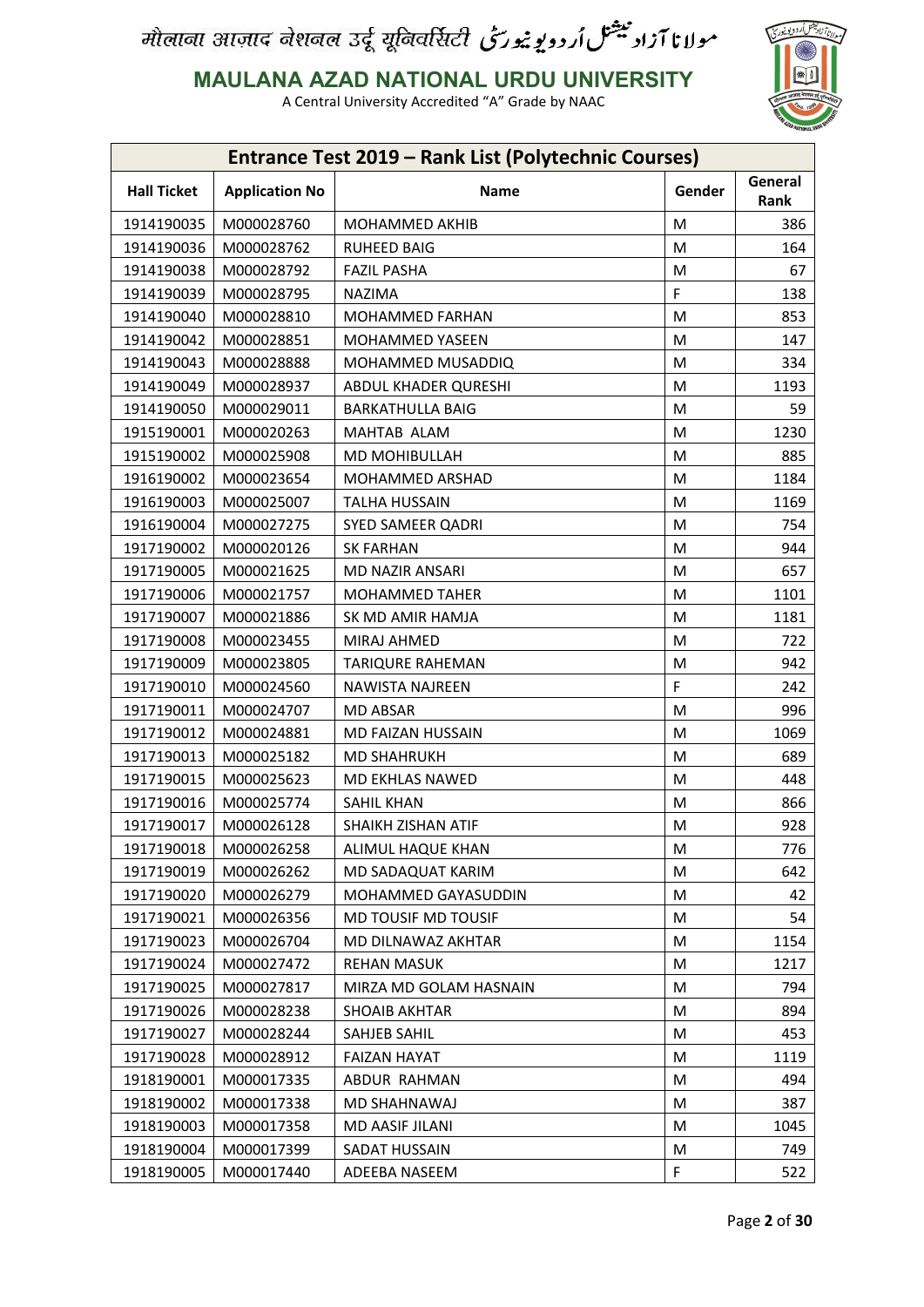मौलाना आज़ाद नेशनल उर्दू यूनिवर्सिटी مولانا آزاد نیشنل اردو یونیورسٹی

# MAULANA AZAD NATIONAL URDU UNIVERSITY

A Central University Accredited "A" Grade by NAAC

## Entrance Test 2019 – Rank List (Polytechnic Courses)

| Hall Ticket | Application No | Name | Gender | General Rank |
|---|---|---|---|---|
| 1914190035 | M000028760 | MOHAMMED AKHIB | M | 386 |
| 1914190036 | M000028762 | RUHEED BAIG | M | 164 |
| 1914190038 | M000028792 | FAZIL PASHA | M | 67 |
| 1914190039 | M000028795 | NAZIMA | F | 138 |
| 1914190040 | M000028810 | MOHAMMED FARHAN | M | 853 |
| 1914190042 | M000028851 | MOHAMMED YASEEN | M | 147 |
| 1914190043 | M000028888 | MOHAMMED MUSADDIQ | M | 334 |
| 1914190049 | M000028937 | ABDUL KHADER QURESHI | M | 1193 |
| 1914190050 | M000029011 | BARKATHULLA BAIG | M | 59 |
| 1915190001 | M000020263 | MAHTAB ALAM | M | 1230 |
| 1915190002 | M000025908 | MD MOHIBULLAH | M | 885 |
| 1916190002 | M000023654 | MOHAMMED ARSHAD | M | 1184 |
| 1916190003 | M000025007 | TALHA HUSSAIN | M | 1169 |
| 1916190004 | M000027275 | SYED SAMEER QADRI | M | 754 |
| 1917190002 | M000020126 | SK FARHAN | M | 944 |
| 1917190005 | M000021625 | MD NAZIR ANSARI | M | 657 |
| 1917190006 | M000021757 | MOHAMMED TAHER | M | 1101 |
| 1917190007 | M000021886 | SK MD AMIR HAMJA | M | 1181 |
| 1917190008 | M000023455 | MIRAJ AHMED | M | 722 |
| 1917190009 | M000023805 | TARIQURE RAHEMAN | M | 942 |
| 1917190010 | M000024560 | NAWISTA NAJREEN | F | 242 |
| 1917190011 | M000024707 | MD ABSAR | M | 996 |
| 1917190012 | M000024881 | MD FAIZAN HUSSAIN | M | 1069 |
| 1917190013 | M000025182 | MD SHAHRUKH | M | 689 |
| 1917190015 | M000025623 | MD EKHLAS NAWED | M | 448 |
| 1917190016 | M000025774 | SAHIL KHAN | M | 866 |
| 1917190017 | M000026128 | SHAIKH ZISHAN ATIF | M | 928 |
| 1917190018 | M000026258 | ALIMUL HAQUE KHAN | M | 776 |
| 1917190019 | M000026262 | MD SADAQUAT KARIM | M | 642 |
| 1917190020 | M000026279 | MOHAMMED GAYASUDDIN | M | 42 |
| 1917190021 | M000026356 | MD TOUSIF MD TOUSIF | M | 54 |
| 1917190023 | M000026704 | MD DILNAWAZ AKHTAR | M | 1154 |
| 1917190024 | M000027472 | REHAN MASUK | M | 1217 |
| 1917190025 | M000027817 | MIRZA MD GOLAM HASNAIN | M | 794 |
| 1917190026 | M000028238 | SHOAIB AKHTAR | M | 894 |
| 1917190027 | M000028244 | SAHJEB SAHIL | M | 453 |
| 1917190028 | M000028912 | FAIZAN HAYAT | M | 1119 |
| 1918190001 | M000017335 | ABDUR RAHMAN | M | 494 |
| 1918190002 | M000017338 | MD SHAHNAWAJ | M | 387 |
| 1918190003 | M000017358 | MD AASIF JILANI | M | 1045 |
| 1918190004 | M000017399 | SADAT HUSSAIN | M | 749 |
| 1918190005 | M000017440 | ADEEBA NASEEM | F | 522 |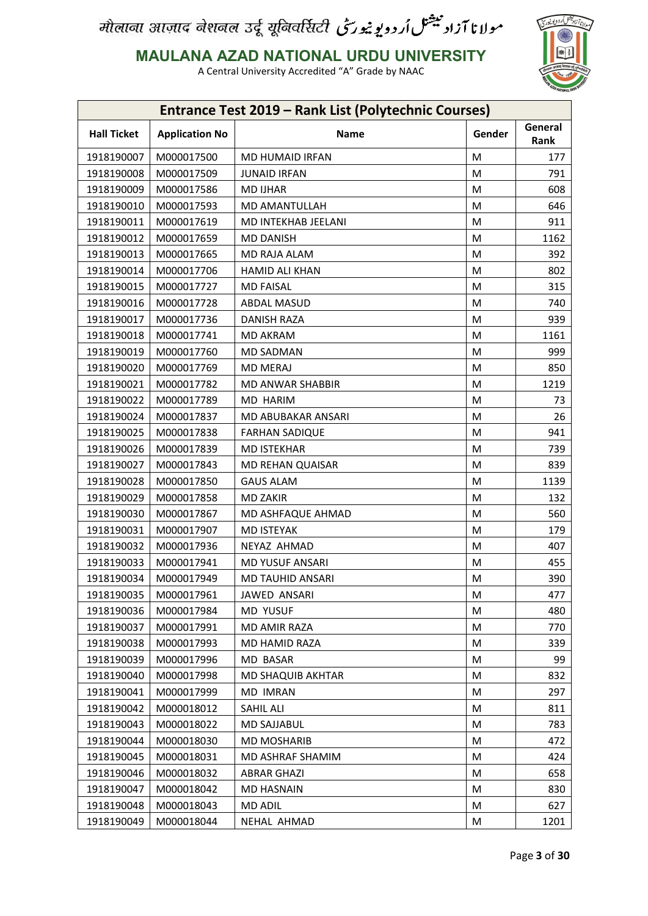मौलाना आज़ाद नेशनल उर्दू यूनिवर्सिटी مولانا آزاد نیشنل اُردو یونیورسٹی

**MAULANA AZAD NATIONAL URDU UNIVERSITY**

A Central University Accredited "A" Grade by NAAC

## Entrance Test 2019 – Rank List (Polytechnic Courses)

| Hall Ticket | Application No | Name | Gender | General Rank |
|---|---|---|---|---|
| 1918190007 | M000017500 | MD HUMAID IRFAN | M | 177 |
| 1918190008 | M000017509 | JUNAID IRFAN | M | 791 |
| 1918190009 | M000017586 | MD IJHAR | M | 608 |
| 1918190010 | M000017593 | MD AMANTULLAH | M | 646 |
| 1918190011 | M000017619 | MD INTEKHAB JEELANI | M | 911 |
| 1918190012 | M000017659 | MD DANISH | M | 1162 |
| 1918190013 | M000017665 | MD RAJA ALAM | M | 392 |
| 1918190014 | M000017706 | HAMID ALI KHAN | M | 802 |
| 1918190015 | M000017727 | MD FAISAL | M | 315 |
| 1918190016 | M000017728 | ABDAL MASUD | M | 740 |
| 1918190017 | M000017736 | DANISH RAZA | M | 939 |
| 1918190018 | M000017741 | MD AKRAM | M | 1161 |
| 1918190019 | M000017760 | MD SADMAN | M | 999 |
| 1918190020 | M000017769 | MD MERAJ | M | 850 |
| 1918190021 | M000017782 | MD ANWAR SHABBIR | M | 1219 |
| 1918190022 | M000017789 | MD HARIM | M | 73 |
| 1918190024 | M000017837 | MD ABUBAKAR ANSARI | M | 26 |
| 1918190025 | M000017838 | FARHAN SADIQUE | M | 941 |
| 1918190026 | M000017839 | MD ISTEKHAR | M | 739 |
| 1918190027 | M000017843 | MD REHAN QUAISAR | M | 839 |
| 1918190028 | M000017850 | GAUS ALAM | M | 1139 |
| 1918190029 | M000017858 | MD ZAKIR | M | 132 |
| 1918190030 | M000017867 | MD ASHFAQUE AHMAD | M | 560 |
| 1918190031 | M000017907 | MD ISTEYAK | M | 179 |
| 1918190032 | M000017936 | NEYAZ AHMAD | M | 407 |
| 1918190033 | M000017941 | MD YUSUF ANSARI | M | 455 |
| 1918190034 | M000017949 | MD TAUHID ANSARI | M | 390 |
| 1918190035 | M000017961 | JAWED ANSARI | M | 477 |
| 1918190036 | M000017984 | MD YUSUF | M | 480 |
| 1918190037 | M000017991 | MD AMIR RAZA | M | 770 |
| 1918190038 | M000017993 | MD HAMID RAZA | M | 339 |
| 1918190039 | M000017996 | MD BASAR | M | 99 |
| 1918190040 | M000017998 | MD SHAQUIB AKHTAR | M | 832 |
| 1918190041 | M000017999 | MD IMRAN | M | 297 |
| 1918190042 | M000018012 | SAHIL ALI | M | 811 |
| 1918190043 | M000018022 | MD SAJJABUL | M | 783 |
| 1918190044 | M000018030 | MD MOSHARIB | M | 472 |
| 1918190045 | M000018031 | MD ASHRAF SHAMIM | M | 424 |
| 1918190046 | M000018032 | ABRAR GHAZI | M | 658 |
| 1918190047 | M000018042 | MD HASNAIN | M | 830 |
| 1918190048 | M000018043 | MD ADIL | M | 627 |
| 1918190049 | M000018044 | NEHAL AHMAD | M | 1201 |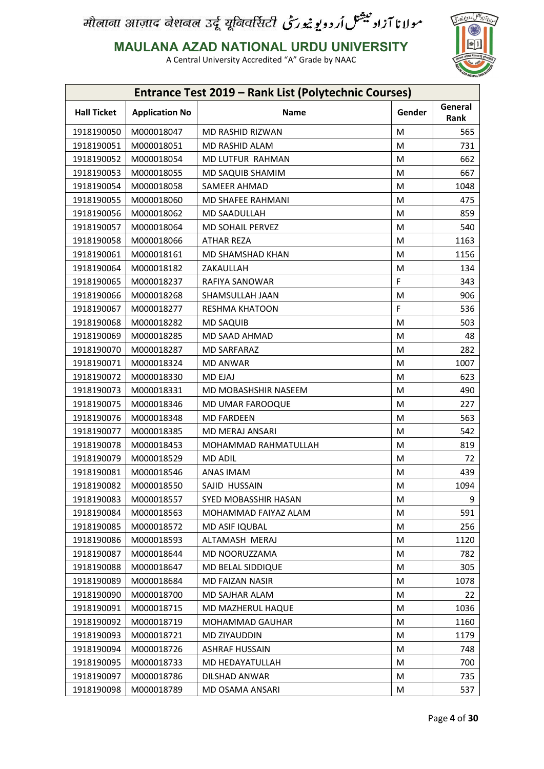मौलाना आज़ाद नेशनल उर्दू यूनिवर्सिटी مولانا آزاد نیشنل اُردو یونیورسٹی

# MAULANA AZAD NATIONAL URDU UNIVERSITY

A Central University Accredited "A" Grade by NAAC

| Entrance Test 2019 – Rank List (Polytechnic Courses) | | | | |
|---|---|---|---|---|
| **Hall Ticket** | **Application No** | **Name** | **Gender** | **General Rank** |
| 1918190050 | M000018047 | MD RASHID RIZWAN | M | 565 |
| 1918190051 | M000018051 | MD RASHID ALAM | M | 731 |
| 1918190052 | M000018054 | MD LUTFUR RAHMAN | M | 662 |
| 1918190053 | M000018055 | MD SAQUIB SHAMIM | M | 667 |
| 1918190054 | M000018058 | SAMEER AHMAD | M | 1048 |
| 1918190055 | M000018060 | MD SHAFEE RAHMANI | M | 475 |
| 1918190056 | M000018062 | MD SAADULLAH | M | 859 |
| 1918190057 | M000018064 | MD SOHAIL PERVEZ | M | 540 |
| 1918190058 | M000018066 | ATHAR REZA | M | 1163 |
| 1918190061 | M000018161 | MD SHAMSHAD KHAN | M | 1156 |
| 1918190064 | M000018182 | ZAKAULLAH | M | 134 |
| 1918190065 | M000018237 | RAFIYA SANOWAR | F | 343 |
| 1918190066 | M000018268 | SHAMSULLAH JAAN | M | 906 |
| 1918190067 | M000018277 | RESHMA KHATOON | F | 536 |
| 1918190068 | M000018282 | MD SAQUIB | M | 503 |
| 1918190069 | M000018285 | MD SAAD AHMAD | M | 48 |
| 1918190070 | M000018287 | MD SARFARAZ | M | 282 |
| 1918190071 | M000018324 | MD ANWAR | M | 1007 |
| 1918190072 | M000018330 | MD EJAJ | M | 623 |
| 1918190073 | M000018331 | MD MOBASHSHIR NASEEM | M | 490 |
| 1918190075 | M000018346 | MD UMAR FAROOQUE | M | 227 |
| 1918190076 | M000018348 | MD FARDEEN | M | 563 |
| 1918190077 | M000018385 | MD MERAJ ANSARI | M | 542 |
| 1918190078 | M000018453 | MOHAMMAD RAHMATULLAH | M | 819 |
| 1918190079 | M000018529 | MD ADIL | M | 72 |
| 1918190081 | M000018546 | ANAS IMAM | M | 439 |
| 1918190082 | M000018550 | SAJID HUSSAIN | M | 1094 |
| 1918190083 | M000018557 | SYED MOBASSHIR HASAN | M | 9 |
| 1918190084 | M000018563 | MOHAMMAD FAIYAZ ALAM | M | 591 |
| 1918190085 | M000018572 | MD ASIF IQUBAL | M | 256 |
| 1918190086 | M000018593 | ALTAMASH MERAJ | M | 1120 |
| 1918190087 | M000018644 | MD NOORUZZAMA | M | 782 |
| 1918190088 | M000018647 | MD BELAL SIDDIQUE | M | 305 |
| 1918190089 | M000018684 | MD FAIZAN NASIR | M | 1078 |
| 1918190090 | M000018700 | MD SAJHAR ALAM | M | 22 |
| 1918190091 | M000018715 | MD MAZHERUL HAQUE | M | 1036 |
| 1918190092 | M000018719 | MOHAMMAD GAUHAR | M | 1160 |
| 1918190093 | M000018721 | MD ZIYAUDDIN | M | 1179 |
| 1918190094 | M000018726 | ASHRAF HUSSAIN | M | 748 |
| 1918190095 | M000018733 | MD HEDAYATULLAH | M | 700 |
| 1918190097 | M000018786 | DILSHAD ANWAR | M | 735 |
| 1918190098 | M000018789 | MD OSAMA ANSARI | M | 537 |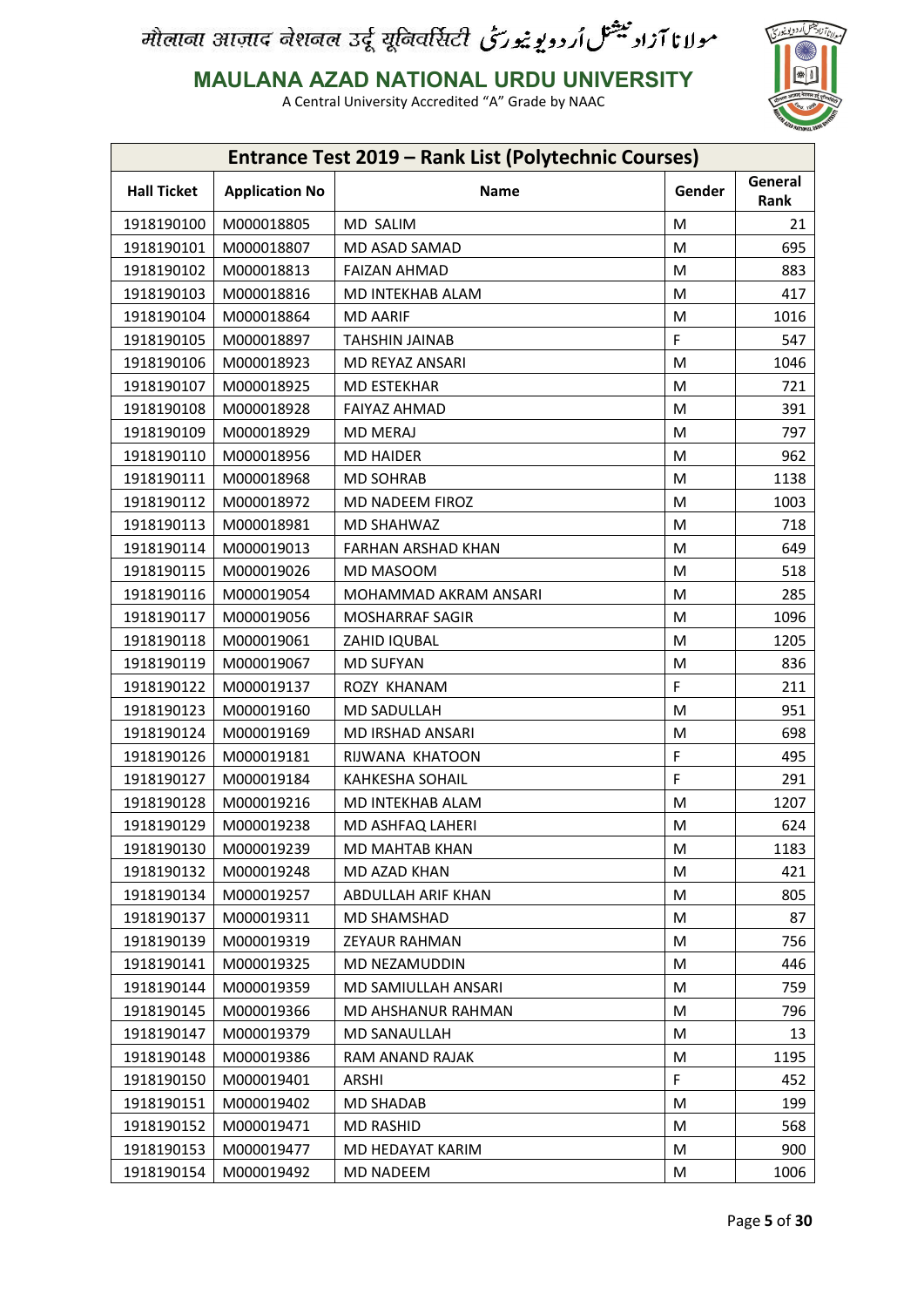मौलाना आज़ाद नेशनल उर्दू यूनिवर्सिटी مولانا آزاد نیشنل اردو یونیورسٹی

# MAULANA AZAD NATIONAL URDU UNIVERSITY

A Central University Accredited "A" Grade by NAAC

## Entrance Test 2019 – Rank List (Polytechnic Courses)

| Hall Ticket | Application No | Name | Gender | General Rank |
|---|---|---|---|---|
| 1918190100 | M000018805 | MD SALIM | M | 21 |
| 1918190101 | M000018807 | MD ASAD SAMAD | M | 695 |
| 1918190102 | M000018813 | FAIZAN AHMAD | M | 883 |
| 1918190103 | M000018816 | MD INTEKHAB ALAM | M | 417 |
| 1918190104 | M000018864 | MD AARIF | M | 1016 |
| 1918190105 | M000018897 | TAHSHIN JAINAB | F | 547 |
| 1918190106 | M000018923 | MD REYAZ ANSARI | M | 1046 |
| 1918190107 | M000018925 | MD ESTEKHAR | M | 721 |
| 1918190108 | M000018928 | FAIYAZ AHMAD | M | 391 |
| 1918190109 | M000018929 | MD MERAJ | M | 797 |
| 1918190110 | M000018956 | MD HAIDER | M | 962 |
| 1918190111 | M000018968 | MD SOHRAB | M | 1138 |
| 1918190112 | M000018972 | MD NADEEM FIROZ | M | 1003 |
| 1918190113 | M000018981 | MD SHAHWAZ | M | 718 |
| 1918190114 | M000019013 | FARHAN ARSHAD KHAN | M | 649 |
| 1918190115 | M000019026 | MD MASOOM | M | 518 |
| 1918190116 | M000019054 | MOHAMMAD AKRAM ANSARI | M | 285 |
| 1918190117 | M000019056 | MOSHARRAF SAGIR | M | 1096 |
| 1918190118 | M000019061 | ZAHID IQUBAL | M | 1205 |
| 1918190119 | M000019067 | MD SUFYAN | M | 836 |
| 1918190122 | M000019137 | ROZY KHANAM | F | 211 |
| 1918190123 | M000019160 | MD SADULLAH | M | 951 |
| 1918190124 | M000019169 | MD IRSHAD ANSARI | M | 698 |
| 1918190126 | M000019181 | RIJWANA KHATOON | F | 495 |
| 1918190127 | M000019184 | KAHKESHA SOHAIL | F | 291 |
| 1918190128 | M000019216 | MD INTEKHAB ALAM | M | 1207 |
| 1918190129 | M000019238 | MD ASHFAQ LAHERI | M | 624 |
| 1918190130 | M000019239 | MD MAHTAB KHAN | M | 1183 |
| 1918190132 | M000019248 | MD AZAD KHAN | M | 421 |
| 1918190134 | M000019257 | ABDULLAH ARIF KHAN | M | 805 |
| 1918190137 | M000019311 | MD SHAMSHAD | M | 87 |
| 1918190139 | M000019319 | ZEYAUR RAHMAN | M | 756 |
| 1918190141 | M000019325 | MD NEZAMUDDIN | M | 446 |
| 1918190144 | M000019359 | MD SAMIULLAH ANSARI | M | 759 |
| 1918190145 | M000019366 | MD AHSHANUR RAHMAN | M | 796 |
| 1918190147 | M000019379 | MD SANAULLAH | M | 13 |
| 1918190148 | M000019386 | RAM ANAND RAJAK | M | 1195 |
| 1918190150 | M000019401 | ARSHI | F | 452 |
| 1918190151 | M000019402 | MD SHADAB | M | 199 |
| 1918190152 | M000019471 | MD RASHID | M | 568 |
| 1918190153 | M000019477 | MD HEDAYAT KARIM | M | 900 |
| 1918190154 | M000019492 | MD NADEEM | M | 1006 |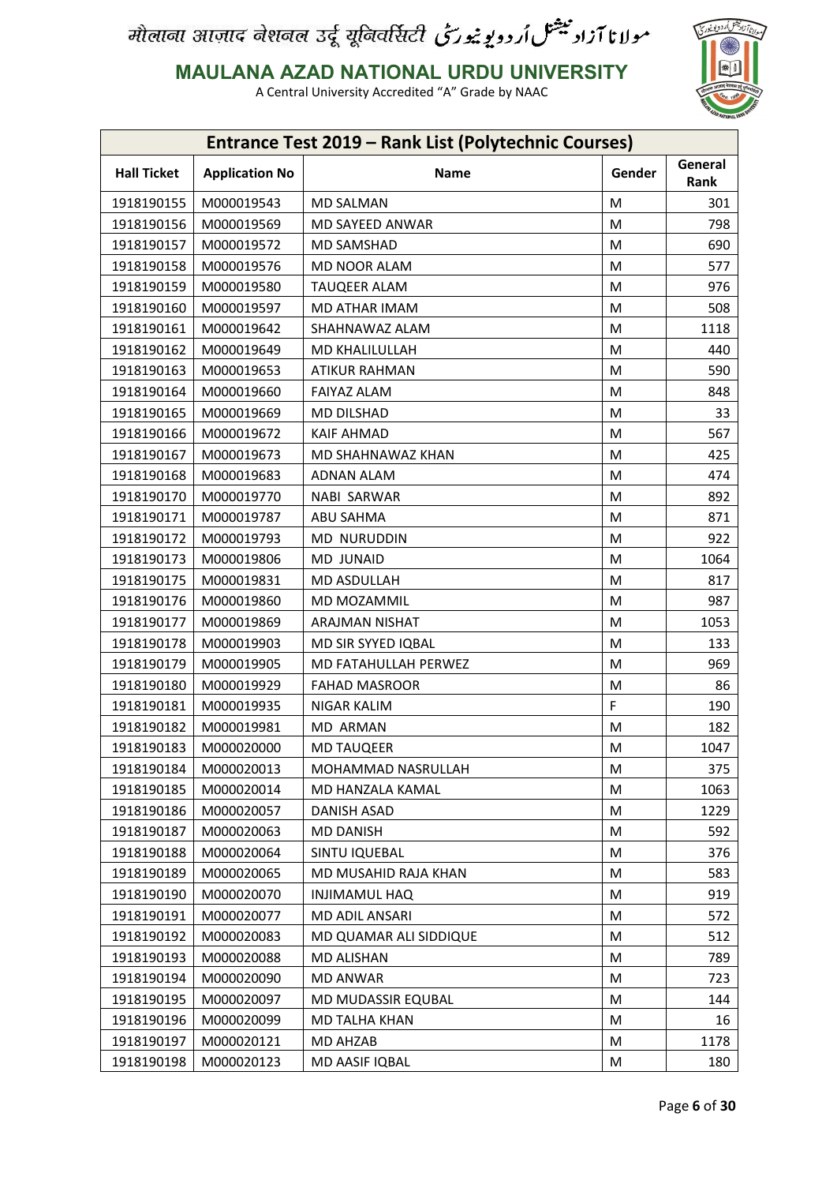मौलाना आज़ाद नेशनल उर्दू यूनिवर्सिटी مولانا آزاد نیشنل اُردو یونیورسٹی

# MAULANA AZAD NATIONAL URDU UNIVERSITY

A Central University Accredited "A" Grade by NAAC

## Entrance Test 2019 – Rank List (Polytechnic Courses)

| Hall Ticket | Application No | Name | Gender | General Rank |
|---|---|---|---|---|
| 1918190155 | M000019543 | MD SALMAN | M | 301 |
| 1918190156 | M000019569 | MD SAYEED ANWAR | M | 798 |
| 1918190157 | M000019572 | MD SAMSHAD | M | 690 |
| 1918190158 | M000019576 | MD NOOR ALAM | M | 577 |
| 1918190159 | M000019580 | TAUQEER ALAM | M | 976 |
| 1918190160 | M000019597 | MD ATHAR IMAM | M | 508 |
| 1918190161 | M000019642 | SHAHNAWAZ ALAM | M | 1118 |
| 1918190162 | M000019649 | MD KHALILULLAH | M | 440 |
| 1918190163 | M000019653 | ATIKUR RAHMAN | M | 590 |
| 1918190164 | M000019660 | FAIYAZ ALAM | M | 848 |
| 1918190165 | M000019669 | MD DILSHAD | M | 33 |
| 1918190166 | M000019672 | KAIF AHMAD | M | 567 |
| 1918190167 | M000019673 | MD SHAHNAWAZ KHAN | M | 425 |
| 1918190168 | M000019683 | ADNAN ALAM | M | 474 |
| 1918190170 | M000019770 | NABI SARWAR | M | 892 |
| 1918190171 | M000019787 | ABU SAHMA | M | 871 |
| 1918190172 | M000019793 | MD NURUDDIN | M | 922 |
| 1918190173 | M000019806 | MD JUNAID | M | 1064 |
| 1918190175 | M000019831 | MD ASDULLAH | M | 817 |
| 1918190176 | M000019860 | MD MOZAMMIL | M | 987 |
| 1918190177 | M000019869 | ARAJMAN NISHAT | M | 1053 |
| 1918190178 | M000019903 | MD SIR SYYED IQBAL | M | 133 |
| 1918190179 | M000019905 | MD FATAHULLAH PERWEZ | M | 969 |
| 1918190180 | M000019929 | FAHAD MASROOR | M | 86 |
| 1918190181 | M000019935 | NIGAR KALIM | F | 190 |
| 1918190182 | M000019981 | MD ARMAN | M | 182 |
| 1918190183 | M000020000 | MD TAUQEER | M | 1047 |
| 1918190184 | M000020013 | MOHAMMAD NASRULLAH | M | 375 |
| 1918190185 | M000020014 | MD HANZALA KAMAL | M | 1063 |
| 1918190186 | M000020057 | DANISH ASAD | M | 1229 |
| 1918190187 | M000020063 | MD DANISH | M | 592 |
| 1918190188 | M000020064 | SINTU IQUEBAL | M | 376 |
| 1918190189 | M000020065 | MD MUSAHID RAJA KHAN | M | 583 |
| 1918190190 | M000020070 | INJIMAMUL HAQ | M | 919 |
| 1918190191 | M000020077 | MD ADIL ANSARI | M | 572 |
| 1918190192 | M000020083 | MD QUAMAR ALI SIDDIQUE | M | 512 |
| 1918190193 | M000020088 | MD ALISHAN | M | 789 |
| 1918190194 | M000020090 | MD ANWAR | M | 723 |
| 1918190195 | M000020097 | MD MUDASSIR EQUBAL | M | 144 |
| 1918190196 | M000020099 | MD TALHA KHAN | M | 16 |
| 1918190197 | M000020121 | MD AHZAB | M | 1178 |
| 1918190198 | M000020123 | MD AASIF IQBAL | M | 180 |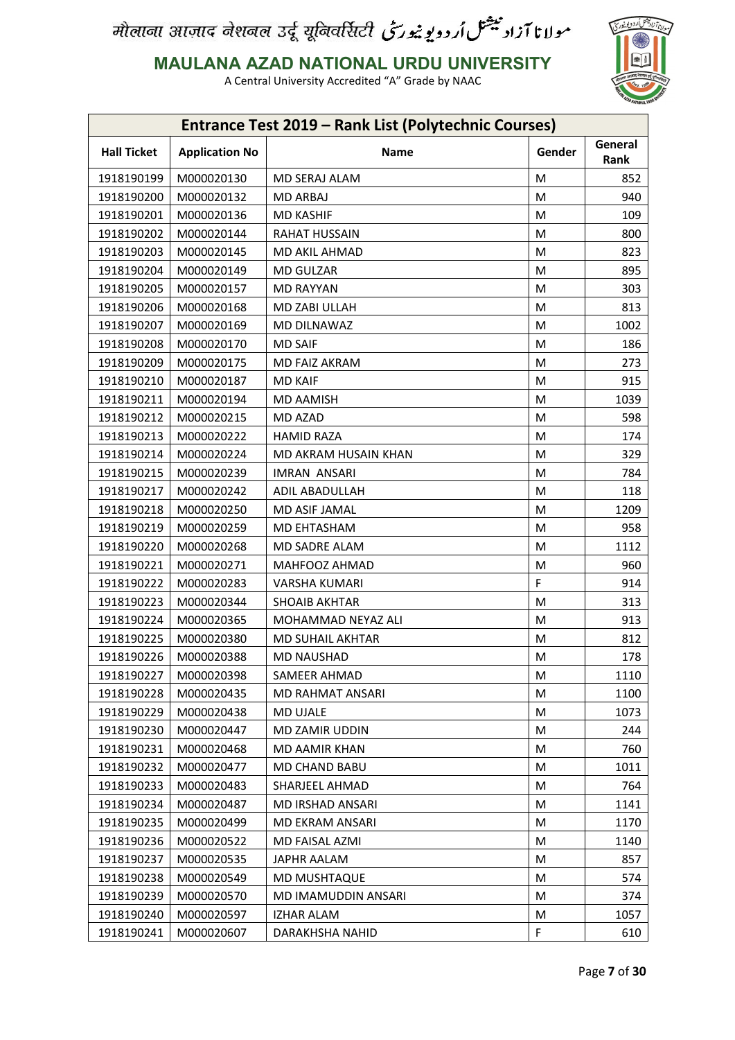मौलाना आज़ाद नेशनल उर्दू यूनिवर्सिटी مولانا آزاد نیشنل اردو یونیورسٹی

# MAULANA AZAD NATIONAL URDU UNIVERSITY

A Central University Accredited "A" Grade by NAAC

## Entrance Test 2019 – Rank List (Polytechnic Courses)

| Hall Ticket | Application No | Name | Gender | General Rank |
|---|---|---|---|---|
| 1918190199 | M000020130 | MD SERAJ ALAM | M | 852 |
| 1918190200 | M000020132 | MD ARBAJ | M | 940 |
| 1918190201 | M000020136 | MD KASHIF | M | 109 |
| 1918190202 | M000020144 | RAHAT HUSSAIN | M | 800 |
| 1918190203 | M000020145 | MD AKIL AHMAD | M | 823 |
| 1918190204 | M000020149 | MD GULZAR | M | 895 |
| 1918190205 | M000020157 | MD RAYYAN | M | 303 |
| 1918190206 | M000020168 | MD ZABI ULLAH | M | 813 |
| 1918190207 | M000020169 | MD DILNAWAZ | M | 1002 |
| 1918190208 | M000020170 | MD SAIF | M | 186 |
| 1918190209 | M000020175 | MD FAIZ AKRAM | M | 273 |
| 1918190210 | M000020187 | MD KAIF | M | 915 |
| 1918190211 | M000020194 | MD AAMISH | M | 1039 |
| 1918190212 | M000020215 | MD AZAD | M | 598 |
| 1918190213 | M000020222 | HAMID RAZA | M | 174 |
| 1918190214 | M000020224 | MD AKRAM HUSAIN KHAN | M | 329 |
| 1918190215 | M000020239 | IMRAN ANSARI | M | 784 |
| 1918190217 | M000020242 | ADIL ABADULLAH | M | 118 |
| 1918190218 | M000020250 | MD ASIF JAMAL | M | 1209 |
| 1918190219 | M000020259 | MD EHTASHAM | M | 958 |
| 1918190220 | M000020268 | MD SADRE ALAM | M | 1112 |
| 1918190221 | M000020271 | MAHFOOZ AHMAD | M | 960 |
| 1918190222 | M000020283 | VARSHA KUMARI | F | 914 |
| 1918190223 | M000020344 | SHOAIB AKHTAR | M | 313 |
| 1918190224 | M000020365 | MOHAMMAD NEYAZ ALI | M | 913 |
| 1918190225 | M000020380 | MD SUHAIL AKHTAR | M | 812 |
| 1918190226 | M000020388 | MD NAUSHAD | M | 178 |
| 1918190227 | M000020398 | SAMEER AHMAD | M | 1110 |
| 1918190228 | M000020435 | MD RAHMAT ANSARI | M | 1100 |
| 1918190229 | M000020438 | MD UJALE | M | 1073 |
| 1918190230 | M000020447 | MD ZAMIR UDDIN | M | 244 |
| 1918190231 | M000020468 | MD AAMIR KHAN | M | 760 |
| 1918190232 | M000020477 | MD CHAND BABU | M | 1011 |
| 1918190233 | M000020483 | SHARJEEL AHMAD | M | 764 |
| 1918190234 | M000020487 | MD IRSHAD ANSARI | M | 1141 |
| 1918190235 | M000020499 | MD EKRAM ANSARI | M | 1170 |
| 1918190236 | M000020522 | MD FAISAL AZMI | M | 1140 |
| 1918190237 | M000020535 | JAPHR AALAM | M | 857 |
| 1918190238 | M000020549 | MD MUSHTAQUE | M | 574 |
| 1918190239 | M000020570 | MD IMAMUDDIN ANSARI | M | 374 |
| 1918190240 | M000020597 | IZHAR ALAM | M | 1057 |
| 1918190241 | M000020607 | DARAKHSHA NAHID | F | 610 |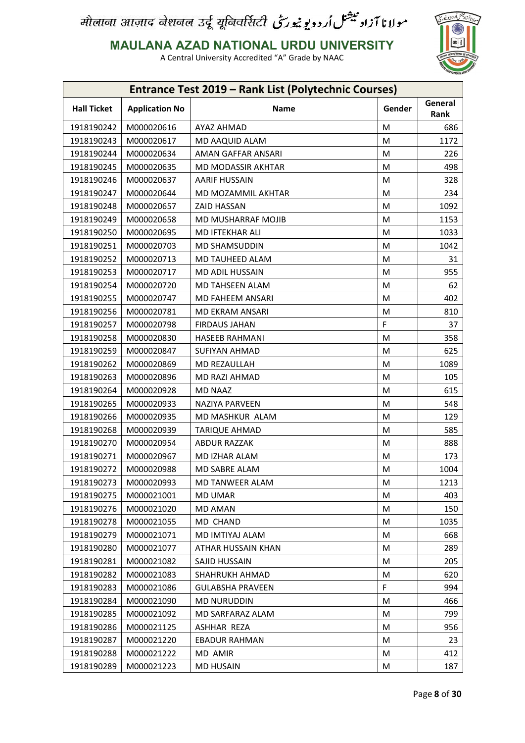मौलाना आज़ाद नेशनल उर्दू यूनिवर्सिटी مولانا آزاد نیشنل اُردو یونیورسٹی

# MAULANA AZAD NATIONAL URDU UNIVERSITY

A Central University Accredited "A" Grade by NAAC

## Entrance Test 2019 – Rank List (Polytechnic Courses)

| Hall Ticket | Application No | Name | Gender | General Rank |
|---|---|---|---|---|
| 1918190242 | M000020616 | AYAZ AHMAD | M | 686 |
| 1918190243 | M000020617 | MD AAQUID ALAM | M | 1172 |
| 1918190244 | M000020634 | AMAN GAFFAR ANSARI | M | 226 |
| 1918190245 | M000020635 | MD MODASSIR AKHTAR | M | 498 |
| 1918190246 | M000020637 | AARIF HUSSAIN | M | 328 |
| 1918190247 | M000020644 | MD MOZAMMIL AKHTAR | M | 234 |
| 1918190248 | M000020657 | ZAID HASSAN | M | 1092 |
| 1918190249 | M000020658 | MD MUSHARRAF MOJIB | M | 1153 |
| 1918190250 | M000020695 | MD IFTEKHAR ALI | M | 1033 |
| 1918190251 | M000020703 | MD SHAMSUDDIN | M | 1042 |
| 1918190252 | M000020713 | MD TAUHEED ALAM | M | 31 |
| 1918190253 | M000020717 | MD ADIL HUSSAIN | M | 955 |
| 1918190254 | M000020720 | MD TAHSEEN ALAM | M | 62 |
| 1918190255 | M000020747 | MD FAHEEM ANSARI | M | 402 |
| 1918190256 | M000020781 | MD EKRAM ANSARI | M | 810 |
| 1918190257 | M000020798 | FIRDAUS JAHAN | F | 37 |
| 1918190258 | M000020830 | HASEEB RAHMANI | M | 358 |
| 1918190259 | M000020847 | SUFIYAN AHMAD | M | 625 |
| 1918190262 | M000020869 | MD REZAULLAH | M | 1089 |
| 1918190263 | M000020896 | MD RAZI AHMAD | M | 105 |
| 1918190264 | M000020928 | MD NAAZ | M | 615 |
| 1918190265 | M000020933 | NAZIYA PARVEEN | M | 548 |
| 1918190266 | M000020935 | MD MASHKUR ALAM | M | 129 |
| 1918190268 | M000020939 | TARIQUE AHMAD | M | 585 |
| 1918190270 | M000020954 | ABDUR RAZZAK | M | 888 |
| 1918190271 | M000020967 | MD IZHAR ALAM | M | 173 |
| 1918190272 | M000020988 | MD SABRE ALAM | M | 1004 |
| 1918190273 | M000020993 | MD TANWEER ALAM | M | 1213 |
| 1918190275 | M000021001 | MD UMAR | M | 403 |
| 1918190276 | M000021020 | MD AMAN | M | 150 |
| 1918190278 | M000021055 | MD CHAND | M | 1035 |
| 1918190279 | M000021071 | MD IMTIYAJ ALAM | M | 668 |
| 1918190280 | M000021077 | ATHAR HUSSAIN KHAN | M | 289 |
| 1918190281 | M000021082 | SAJID HUSSAIN | M | 205 |
| 1918190282 | M000021083 | SHAHRUKH AHMAD | M | 620 |
| 1918190283 | M000021086 | GULABSHA PRAVEEN | F | 994 |
| 1918190284 | M000021090 | MD NURUDDIN | M | 466 |
| 1918190285 | M000021092 | MD SARFARAZ ALAM | M | 799 |
| 1918190286 | M000021125 | ASHHAR REZA | M | 956 |
| 1918190287 | M000021220 | EBADUR RAHMAN | M | 23 |
| 1918190288 | M000021222 | MD AMIR | M | 412 |
| 1918190289 | M000021223 | MD HUSAIN | M | 187 |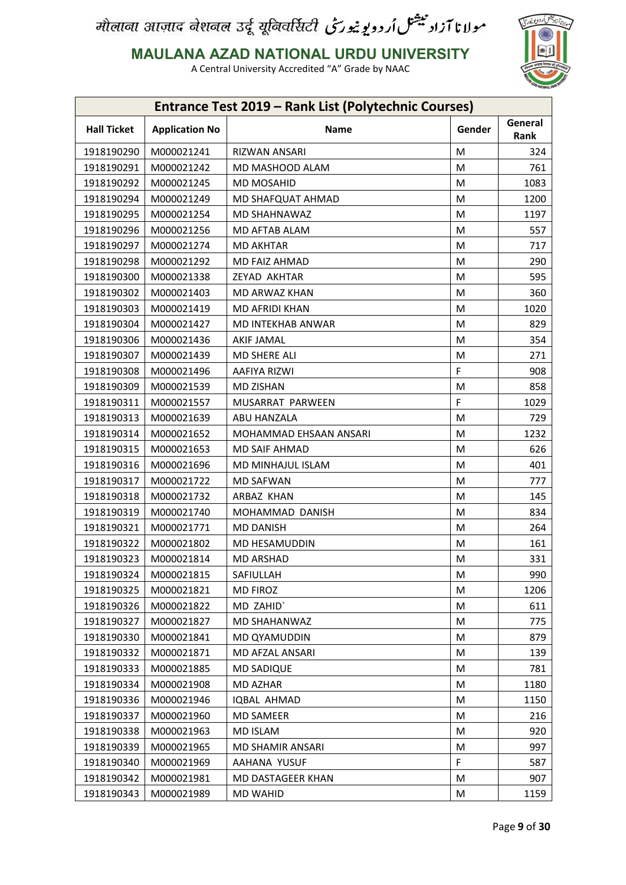मौलाना आज़ाद नेशनल उर्दू यूनिवर्सिटी مولانا آزاد نیشنل اُردو یونیورسٹی

**MAULANA AZAD NATIONAL URDU UNIVERSITY**

A Central University Accredited "A" Grade by NAAC

## Entrance Test 2019 – Rank List (Polytechnic Courses)

| Hall Ticket | Application No | Name | Gender | General Rank |
|---|---|---|---|---|
| 1918190290 | M000021241 | RIZWAN ANSARI | M | 324 |
| 1918190291 | M000021242 | MD MASHOOD ALAM | M | 761 |
| 1918190292 | M000021245 | MD MOSAHID | M | 1083 |
| 1918190294 | M000021249 | MD SHAFQUAT AHMAD | M | 1200 |
| 1918190295 | M000021254 | MD SHAHNAWAZ | M | 1197 |
| 1918190296 | M000021256 | MD AFTAB ALAM | M | 557 |
| 1918190297 | M000021274 | MD AKHTAR | M | 717 |
| 1918190298 | M000021292 | MD FAIZ AHMAD | M | 290 |
| 1918190300 | M000021338 | ZEYAD AKHTAR | M | 595 |
| 1918190302 | M000021403 | MD ARWAZ KHAN | M | 360 |
| 1918190303 | M000021419 | MD AFRIDI KHAN | M | 1020 |
| 1918190304 | M000021427 | MD INTEKHAB ANWAR | M | 829 |
| 1918190306 | M000021436 | AKIF JAMAL | M | 354 |
| 1918190307 | M000021439 | MD SHERE ALI | M | 271 |
| 1918190308 | M000021496 | AAFIYA RIZWI | F | 908 |
| 1918190309 | M000021539 | MD ZISHAN | M | 858 |
| 1918190311 | M000021557 | MUSARRAT PARWEEN | F | 1029 |
| 1918190313 | M000021639 | ABU HANZALA | M | 729 |
| 1918190314 | M000021652 | MOHAMMAD EHSAAN ANSARI | M | 1232 |
| 1918190315 | M000021653 | MD SAIF AHMAD | M | 626 |
| 1918190316 | M000021696 | MD MINHAJUL ISLAM | M | 401 |
| 1918190317 | M000021722 | MD SAFWAN | M | 777 |
| 1918190318 | M000021732 | ARBAZ KHAN | M | 145 |
| 1918190319 | M000021740 | MOHAMMAD DANISH | M | 834 |
| 1918190321 | M000021771 | MD DANISH | M | 264 |
| 1918190322 | M000021802 | MD HESAMUDDIN | M | 161 |
| 1918190323 | M000021814 | MD ARSHAD | M | 331 |
| 1918190324 | M000021815 | SAFIULLAH | M | 990 |
| 1918190325 | M000021821 | MD FIROZ | M | 1206 |
| 1918190326 | M000021822 | MD ZAHID` | M | 611 |
| 1918190327 | M000021827 | MD SHAHANWAZ | M | 775 |
| 1918190330 | M000021841 | MD QYAMUDDIN | M | 879 |
| 1918190332 | M000021871 | MD AFZAL ANSARI | M | 139 |
| 1918190333 | M000021885 | MD SADIQUE | M | 781 |
| 1918190334 | M000021908 | MD AZHAR | M | 1180 |
| 1918190336 | M000021946 | IQBAL AHMAD | M | 1150 |
| 1918190337 | M000021960 | MD SAMEER | M | 216 |
| 1918190338 | M000021963 | MD ISLAM | M | 920 |
| 1918190339 | M000021965 | MD SHAMIR ANSARI | M | 997 |
| 1918190340 | M000021969 | AAHANA YUSUF | F | 587 |
| 1918190342 | M000021981 | MD DASTAGEER KHAN | M | 907 |
| 1918190343 | M000021989 | MD WAHID | M | 1159 |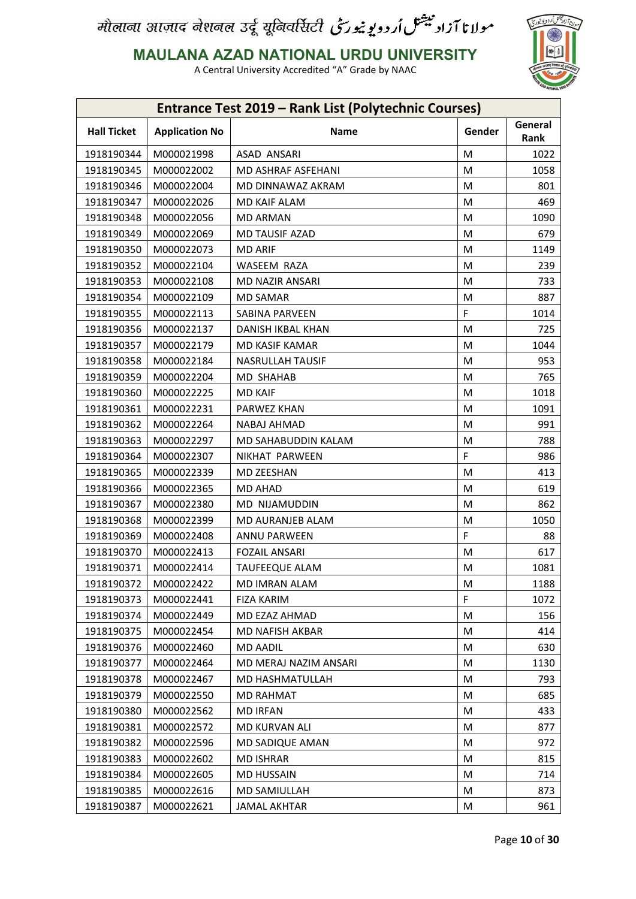मौलाना आज़ाद नेशनल उर्दू यूनिवर्सिटी مولانا آزاد نیشنل اُردو یونیورسٹی

# MAULANA AZAD NATIONAL URDU UNIVERSITY

A Central University Accredited "A" Grade by NAAC

## Entrance Test 2019 – Rank List (Polytechnic Courses)

| Hall Ticket | Application No | Name | Gender | General Rank |
|---|---|---|---|---|
| 1918190344 | M000021998 | ASAD ANSARI | M | 1022 |
| 1918190345 | M000022002 | MD ASHRAF ASFEHANI | M | 1058 |
| 1918190346 | M000022004 | MD DINNAWAZ AKRAM | M | 801 |
| 1918190347 | M000022026 | MD KAIF ALAM | M | 469 |
| 1918190348 | M000022056 | MD ARMAN | M | 1090 |
| 1918190349 | M000022069 | MD TAUSIF AZAD | M | 679 |
| 1918190350 | M000022073 | MD ARIF | M | 1149 |
| 1918190352 | M000022104 | WASEEM RAZA | M | 239 |
| 1918190353 | M000022108 | MD NAZIR ANSARI | M | 733 |
| 1918190354 | M000022109 | MD SAMAR | M | 887 |
| 1918190355 | M000022113 | SABINA PARVEEN | F | 1014 |
| 1918190356 | M000022137 | DANISH IKBAL KHAN | M | 725 |
| 1918190357 | M000022179 | MD KASIF KAMAR | M | 1044 |
| 1918190358 | M000022184 | NASRULLAH TAUSIF | M | 953 |
| 1918190359 | M000022204 | MD SHAHAB | M | 765 |
| 1918190360 | M000022225 | MD KAIF | M | 1018 |
| 1918190361 | M000022231 | PARWEZ KHAN | M | 1091 |
| 1918190362 | M000022264 | NABAJ AHMAD | M | 991 |
| 1918190363 | M000022297 | MD SAHABUDDIN KALAM | M | 788 |
| 1918190364 | M000022307 | NIKHAT PARWEEN | F | 986 |
| 1918190365 | M000022339 | MD ZEESHAN | M | 413 |
| 1918190366 | M000022365 | MD AHAD | M | 619 |
| 1918190367 | M000022380 | MD NIJAMUDDIN | M | 862 |
| 1918190368 | M000022399 | MD AURANJEB ALAM | M | 1050 |
| 1918190369 | M000022408 | ANNU PARWEEN | F | 88 |
| 1918190370 | M000022413 | FOZAIL ANSARI | M | 617 |
| 1918190371 | M000022414 | TAUFEEQUE ALAM | M | 1081 |
| 1918190372 | M000022422 | MD IMRAN ALAM | M | 1188 |
| 1918190373 | M000022441 | FIZA KARIM | F | 1072 |
| 1918190374 | M000022449 | MD EZAZ AHMAD | M | 156 |
| 1918190375 | M000022454 | MD NAFISH AKBAR | M | 414 |
| 1918190376 | M000022460 | MD AADIL | M | 630 |
| 1918190377 | M000022464 | MD MERAJ NAZIM ANSARI | M | 1130 |
| 1918190378 | M000022467 | MD HASHMATULLAH | M | 793 |
| 1918190379 | M000022550 | MD RAHMAT | M | 685 |
| 1918190380 | M000022562 | MD IRFAN | M | 433 |
| 1918190381 | M000022572 | MD KURVAN ALI | M | 877 |
| 1918190382 | M000022596 | MD SADIQUE AMAN | M | 972 |
| 1918190383 | M000022602 | MD ISHRAR | M | 815 |
| 1918190384 | M000022605 | MD HUSSAIN | M | 714 |
| 1918190385 | M000022616 | MD SAMIULLAH | M | 873 |
| 1918190387 | M000022621 | JAMAL AKHTAR | M | 961 |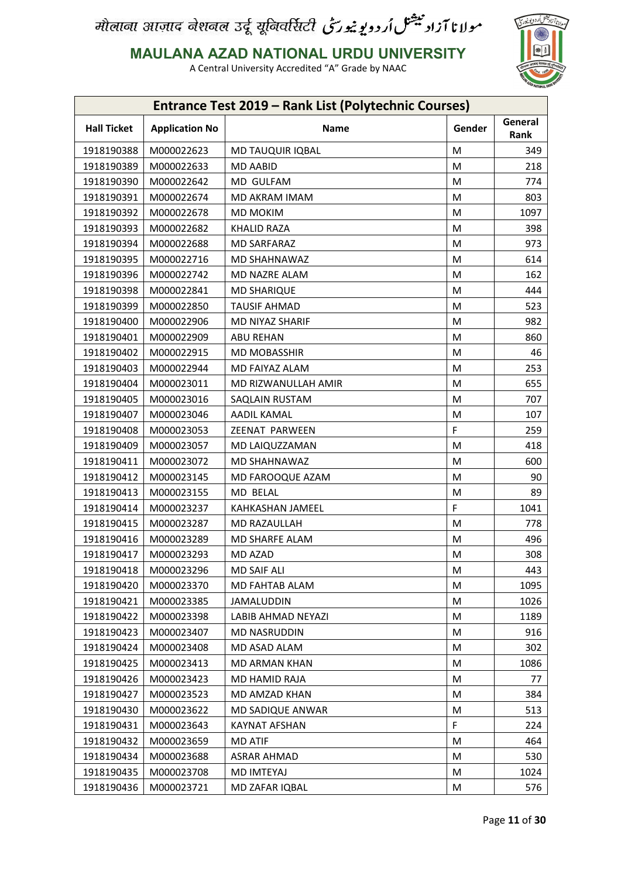मौलाना आज़ाद नेशनल उर्दू यूनिवर्सिटी مولانا آزاد نیشنل اُردو یونیورسٹی

# MAULANA AZAD NATIONAL URDU UNIVERSITY

A Central University Accredited "A" Grade by NAAC

## Entrance Test 2019 – Rank List (Polytechnic Courses)

| Hall Ticket | Application No | Name | Gender | General Rank |
|---|---|---|---|---|
| 1918190388 | M000022623 | MD TAUQUIR IQBAL | M | 349 |
| 1918190389 | M000022633 | MD AABID | M | 218 |
| 1918190390 | M000022642 | MD GULFAM | M | 774 |
| 1918190391 | M000022674 | MD AKRAM IMAM | M | 803 |
| 1918190392 | M000022678 | MD MOKIM | M | 1097 |
| 1918190393 | M000022682 | KHALID RAZA | M | 398 |
| 1918190394 | M000022688 | MD SARFARAZ | M | 973 |
| 1918190395 | M000022716 | MD SHAHNAWAZ | M | 614 |
| 1918190396 | M000022742 | MD NAZRE ALAM | M | 162 |
| 1918190398 | M000022841 | MD SHARIQUE | M | 444 |
| 1918190399 | M000022850 | TAUSIF AHMAD | M | 523 |
| 1918190400 | M000022906 | MD NIYAZ SHARIF | M | 982 |
| 1918190401 | M000022909 | ABU REHAN | M | 860 |
| 1918190402 | M000022915 | MD MOBASSHIR | M | 46 |
| 1918190403 | M000022944 | MD FAIYAZ ALAM | M | 253 |
| 1918190404 | M000023011 | MD RIZWANULLAH AMIR | M | 655 |
| 1918190405 | M000023016 | SAQLAIN RUSTAM | M | 707 |
| 1918190407 | M000023046 | AADIL KAMAL | M | 107 |
| 1918190408 | M000023053 | ZEENAT PARWEEN | F | 259 |
| 1918190409 | M000023057 | MD LAIQUZZAMAN | M | 418 |
| 1918190411 | M000023072 | MD SHAHNAWAZ | M | 600 |
| 1918190412 | M000023145 | MD FAROOQUE AZAM | M | 90 |
| 1918190413 | M000023155 | MD BELAL | M | 89 |
| 1918190414 | M000023237 | KAHKASHAN JAMEEL | F | 1041 |
| 1918190415 | M000023287 | MD RAZAULLAH | M | 778 |
| 1918190416 | M000023289 | MD SHARFE ALAM | M | 496 |
| 1918190417 | M000023293 | MD AZAD | M | 308 |
| 1918190418 | M000023296 | MD SAIF ALI | M | 443 |
| 1918190420 | M000023370 | MD FAHTAB ALAM | M | 1095 |
| 1918190421 | M000023385 | JAMALUDDIN | M | 1026 |
| 1918190422 | M000023398 | LABIB AHMAD NEYAZI | M | 1189 |
| 1918190423 | M000023407 | MD NASRUDDIN | M | 916 |
| 1918190424 | M000023408 | MD ASAD ALAM | M | 302 |
| 1918190425 | M000023413 | MD ARMAN KHAN | M | 1086 |
| 1918190426 | M000023423 | MD HAMID RAJA | M | 77 |
| 1918190427 | M000023523 | MD AMZAD KHAN | M | 384 |
| 1918190430 | M000023622 | MD SADIQUE ANWAR | M | 513 |
| 1918190431 | M000023643 | KAYNAT AFSHAN | F | 224 |
| 1918190432 | M000023659 | MD ATIF | M | 464 |
| 1918190434 | M000023688 | ASRAR AHMAD | M | 530 |
| 1918190435 | M000023708 | MD IMTEYAJ | M | 1024 |
| 1918190436 | M000023721 | MD ZAFAR IQBAL | M | 576 |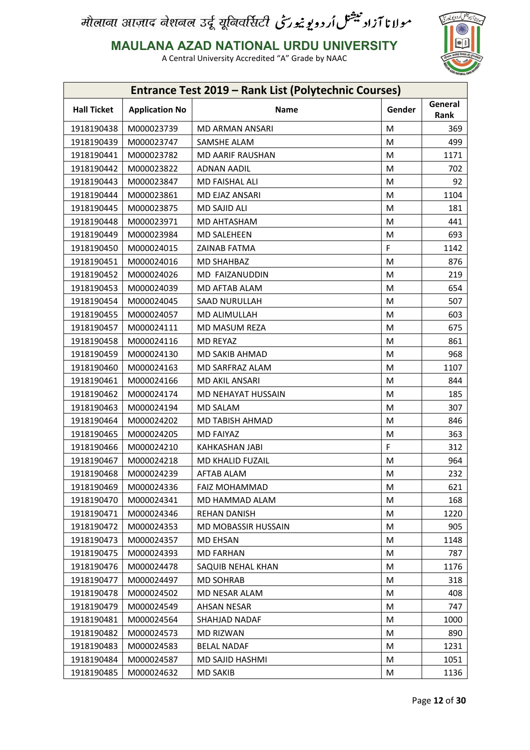# मौलाना आज़ाद नेशनल उर्दू यूनिवर्सिटी مولانا آزاد نیشنل اُردو یونیورسٹی

## MAULANA AZAD NATIONAL URDU UNIVERSITY

A Central University Accredited "A" Grade by NAAC

| Entrance Test 2019 – Rank List (Polytechnic Courses) | | | | |
|---|---|---|---|---|
| **Hall Ticket** | **Application No** | **Name** | **Gender** | **General Rank** |
| 1918190438 | M000023739 | MD ARMAN ANSARI | M | 369 |
| 1918190439 | M000023747 | SAMSHE ALAM | M | 499 |
| 1918190441 | M000023782 | MD AARIF RAUSHAN | M | 1171 |
| 1918190442 | M000023822 | ADNAN AADIL | M | 702 |
| 1918190443 | M000023847 | MD FAISHAL ALI | M | 92 |
| 1918190444 | M000023861 | MD EJAZ ANSARI | M | 1104 |
| 1918190445 | M000023875 | MD SAJID ALI | M | 181 |
| 1918190448 | M000023971 | MD AHTASHAM | M | 441 |
| 1918190449 | M000023984 | MD SALEHEEN | M | 693 |
| 1918190450 | M000024015 | ZAINAB FATMA | F | 1142 |
| 1918190451 | M000024016 | MD SHAHBAZ | M | 876 |
| 1918190452 | M000024026 | MD FAIZANUDDIN | M | 219 |
| 1918190453 | M000024039 | MD AFTAB ALAM | M | 654 |
| 1918190454 | M000024045 | SAAD NURULLAH | M | 507 |
| 1918190455 | M000024057 | MD ALIMULLAH | M | 603 |
| 1918190457 | M000024111 | MD MASUM REZA | M | 675 |
| 1918190458 | M000024116 | MD REYAZ | M | 861 |
| 1918190459 | M000024130 | MD SAKIB AHMAD | M | 968 |
| 1918190460 | M000024163 | MD SARFRAZ ALAM | M | 1107 |
| 1918190461 | M000024166 | MD AKIL ANSARI | M | 844 |
| 1918190462 | M000024174 | MD NEHAYAT HUSSAIN | M | 185 |
| 1918190463 | M000024194 | MD SALAM | M | 307 |
| 1918190464 | M000024202 | MD TABISH AHMAD | M | 846 |
| 1918190465 | M000024205 | MD FAIYAZ | M | 363 |
| 1918190466 | M000024210 | KAHKASHAN JABI | F | 312 |
| 1918190467 | M000024218 | MD KHALID FUZAIL | M | 964 |
| 1918190468 | M000024239 | AFTAB ALAM | M | 232 |
| 1918190469 | M000024336 | FAIZ MOHAMMAD | M | 621 |
| 1918190470 | M000024341 | MD HAMMAD ALAM | M | 168 |
| 1918190471 | M000024346 | REHAN DANISH | M | 1220 |
| 1918190472 | M000024353 | MD MOBASSIR HUSSAIN | M | 905 |
| 1918190473 | M000024357 | MD EHSAN | M | 1148 |
| 1918190475 | M000024393 | MD FARHAN | M | 787 |
| 1918190476 | M000024478 | SAQUIB NEHAL KHAN | M | 1176 |
| 1918190477 | M000024497 | MD SOHRAB | M | 318 |
| 1918190478 | M000024502 | MD NESAR ALAM | M | 408 |
| 1918190479 | M000024549 | AHSAN NESAR | M | 747 |
| 1918190481 | M000024564 | SHAHJAD NADAF | M | 1000 |
| 1918190482 | M000024573 | MD RIZWAN | M | 890 |
| 1918190483 | M000024583 | BELAL NADAF | M | 1231 |
| 1918190484 | M000024587 | MD SAJID HASHMI | M | 1051 |
| 1918190485 | M000024632 | MD SAKIB | M | 1136 |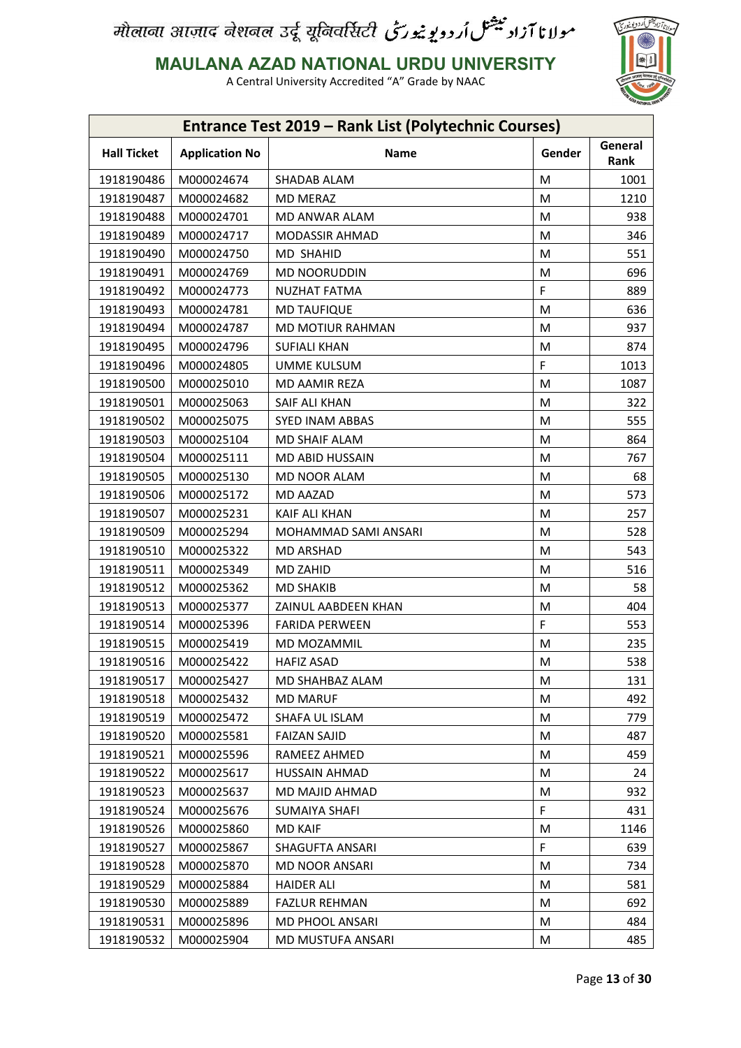मौलाना आज़ाद नेशनल उर्दू यूनिवर्सिटी مولانا آزاد نیشنل اردو یونیورسٹی

# MAULANA AZAD NATIONAL URDU UNIVERSITY

A Central University Accredited "A" Grade by NAAC

## Entrance Test 2019 – Rank List (Polytechnic Courses)

| Hall Ticket | Application No | Name | Gender | General Rank |
|---|---|---|---|---|
| 1918190486 | M000024674 | SHADAB ALAM | M | 1001 |
| 1918190487 | M000024682 | MD MERAZ | M | 1210 |
| 1918190488 | M000024701 | MD ANWAR ALAM | M | 938 |
| 1918190489 | M000024717 | MODASSIR AHMAD | M | 346 |
| 1918190490 | M000024750 | MD SHAHID | M | 551 |
| 1918190491 | M000024769 | MD NOORUDDIN | M | 696 |
| 1918190492 | M000024773 | NUZHAT FATMA | F | 889 |
| 1918190493 | M000024781 | MD TAUFIQUE | M | 636 |
| 1918190494 | M000024787 | MD MOTIUR RAHMAN | M | 937 |
| 1918190495 | M000024796 | SUFIALI KHAN | M | 874 |
| 1918190496 | M000024805 | UMME KULSUM | F | 1013 |
| 1918190500 | M000025010 | MD AAMIR REZA | M | 1087 |
| 1918190501 | M000025063 | SAIF ALI KHAN | M | 322 |
| 1918190502 | M000025075 | SYED INAM ABBAS | M | 555 |
| 1918190503 | M000025104 | MD SHAIF ALAM | M | 864 |
| 1918190504 | M000025111 | MD ABID HUSSAIN | M | 767 |
| 1918190505 | M000025130 | MD NOOR ALAM | M | 68 |
| 1918190506 | M000025172 | MD AAZAD | M | 573 |
| 1918190507 | M000025231 | KAIF ALI KHAN | M | 257 |
| 1918190509 | M000025294 | MOHAMMAD SAMI ANSARI | M | 528 |
| 1918190510 | M000025322 | MD ARSHAD | M | 543 |
| 1918190511 | M000025349 | MD ZAHID | M | 516 |
| 1918190512 | M000025362 | MD SHAKIB | M | 58 |
| 1918190513 | M000025377 | ZAINUL AABDEEN KHAN | M | 404 |
| 1918190514 | M000025396 | FARIDA PERWEEN | F | 553 |
| 1918190515 | M000025419 | MD MOZAMMIL | M | 235 |
| 1918190516 | M000025422 | HAFIZ ASAD | M | 538 |
| 1918190517 | M000025427 | MD SHAHBAZ ALAM | M | 131 |
| 1918190518 | M000025432 | MD MARUF | M | 492 |
| 1918190519 | M000025472 | SHAFA UL ISLAM | M | 779 |
| 1918190520 | M000025581 | FAIZAN SAJID | M | 487 |
| 1918190521 | M000025596 | RAMEEZ AHMED | M | 459 |
| 1918190522 | M000025617 | HUSSAIN AHMAD | M | 24 |
| 1918190523 | M000025637 | MD MAJID AHMAD | M | 932 |
| 1918190524 | M000025676 | SUMAIYA SHAFI | F | 431 |
| 1918190526 | M000025860 | MD KAIF | M | 1146 |
| 1918190527 | M000025867 | SHAGUFTA ANSARI | F | 639 |
| 1918190528 | M000025870 | MD NOOR ANSARI | M | 734 |
| 1918190529 | M000025884 | HAIDER ALI | M | 581 |
| 1918190530 | M000025889 | FAZLUR REHMAN | M | 692 |
| 1918190531 | M000025896 | MD PHOOL ANSARI | M | 484 |
| 1918190532 | M000025904 | MD MUSTUFA ANSARI | M | 485 |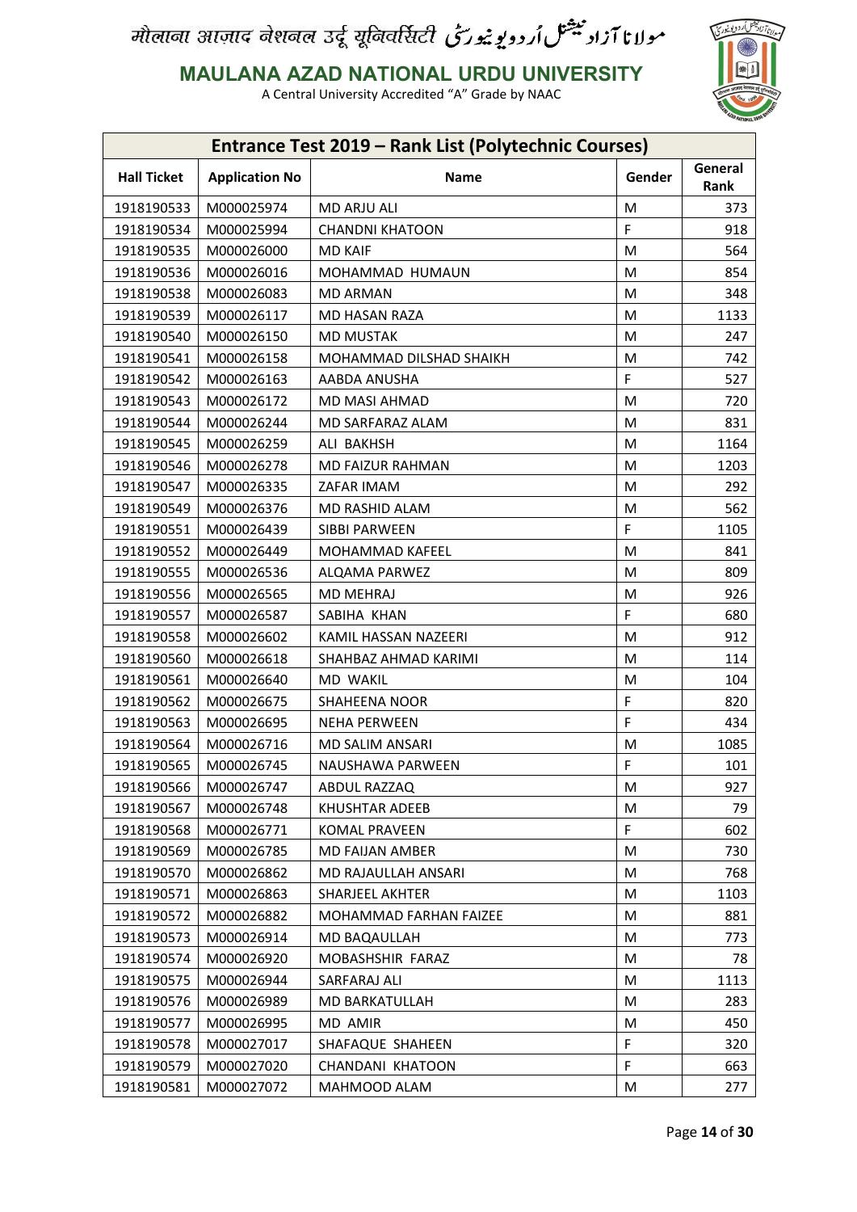मौलाना आज़ाद नेशनल उर्दू यूनिवर्सिटी مولانا آزاد نیشنل اردو یونیورسٹی

**MAULANA AZAD NATIONAL URDU UNIVERSITY**

A Central University Accredited "A" Grade by NAAC

## Entrance Test 2019 – Rank List (Polytechnic Courses)

| Hall Ticket | Application No | Name | Gender | General Rank |
|---|---|---|---|---|
| 1918190533 | M000025974 | MD ARJU ALI | M | 373 |
| 1918190534 | M000025994 | CHANDNI KHATOON | F | 918 |
| 1918190535 | M000026000 | MD KAIF | M | 564 |
| 1918190536 | M000026016 | MOHAMMAD HUMAUN | M | 854 |
| 1918190538 | M000026083 | MD ARMAN | M | 348 |
| 1918190539 | M000026117 | MD HASAN RAZA | M | 1133 |
| 1918190540 | M000026150 | MD MUSTAK | M | 247 |
| 1918190541 | M000026158 | MOHAMMAD DILSHAD SHAIKH | M | 742 |
| 1918190542 | M000026163 | AABDA ANUSHA | F | 527 |
| 1918190543 | M000026172 | MD MASI AHMAD | M | 720 |
| 1918190544 | M000026244 | MD SARFARAZ ALAM | M | 831 |
| 1918190545 | M000026259 | ALI BAKHSH | M | 1164 |
| 1918190546 | M000026278 | MD FAIZUR RAHMAN | M | 1203 |
| 1918190547 | M000026335 | ZAFAR IMAM | M | 292 |
| 1918190549 | M000026376 | MD RASHID ALAM | M | 562 |
| 1918190551 | M000026439 | SIBBI PARWEEN | F | 1105 |
| 1918190552 | M000026449 | MOHAMMAD KAFEEL | M | 841 |
| 1918190555 | M000026536 | ALQAMA PARWEZ | M | 809 |
| 1918190556 | M000026565 | MD MEHRAJ | M | 926 |
| 1918190557 | M000026587 | SABIHA KHAN | F | 680 |
| 1918190558 | M000026602 | KAMIL HASSAN NAZEERI | M | 912 |
| 1918190560 | M000026618 | SHAHBAZ AHMAD KARIMI | M | 114 |
| 1918190561 | M000026640 | MD WAKIL | M | 104 |
| 1918190562 | M000026675 | SHAHEENA NOOR | F | 820 |
| 1918190563 | M000026695 | NEHA PERWEEN | F | 434 |
| 1918190564 | M000026716 | MD SALIM ANSARI | M | 1085 |
| 1918190565 | M000026745 | NAUSHAWA PARWEEN | F | 101 |
| 1918190566 | M000026747 | ABDUL RAZZAQ | M | 927 |
| 1918190567 | M000026748 | KHUSHTAR ADEEB | M | 79 |
| 1918190568 | M000026771 | KOMAL PRAVEEN | F | 602 |
| 1918190569 | M000026785 | MD FAIJAN AMBER | M | 730 |
| 1918190570 | M000026862 | MD RAJAULLAH ANSARI | M | 768 |
| 1918190571 | M000026863 | SHARJEEL AKHTER | M | 1103 |
| 1918190572 | M000026882 | MOHAMMAD FARHAN FAIZEE | M | 881 |
| 1918190573 | M000026914 | MD BAQAULLAH | M | 773 |
| 1918190574 | M000026920 | MOBASHSHIR FARAZ | M | 78 |
| 1918190575 | M000026944 | SARFARAJ ALI | M | 1113 |
| 1918190576 | M000026989 | MD BARKATULLAH | M | 283 |
| 1918190577 | M000026995 | MD AMIR | M | 450 |
| 1918190578 | M000027017 | SHAFAQUE SHAHEEN | F | 320 |
| 1918190579 | M000027020 | CHANDANI KHATOON | F | 663 |
| 1918190581 | M000027072 | MAHMOOD ALAM | M | 277 |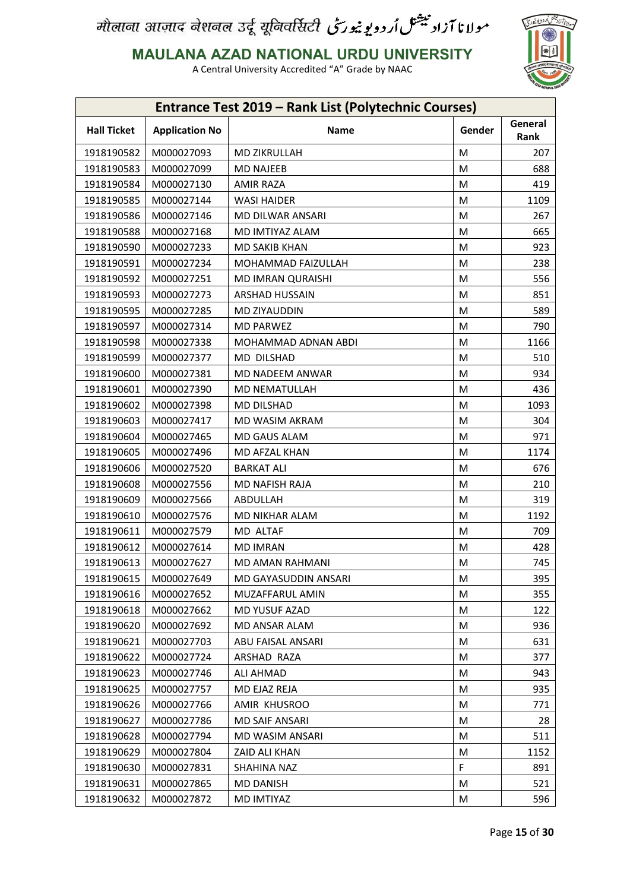मौलाना आज़ाद नेशनल उर्दू यूनिवर्सिटी مولانا آزاد نیشنل اُردو یونیورسٹی

**MAULANA AZAD NATIONAL URDU UNIVERSITY**

A Central University Accredited "A" Grade by NAAC

| Entrance Test 2019 – Rank List (Polytechnic Courses) | | | | |
|---|---|---|---|---|
| **Hall Ticket** | **Application No** | **Name** | **Gender** | **General Rank** |
| 1918190582 | M000027093 | MD ZIKRULLAH | M | 207 |
| 1918190583 | M000027099 | MD NAJEEB | M | 688 |
| 1918190584 | M000027130 | AMIR RAZA | M | 419 |
| 1918190585 | M000027144 | WASI HAIDER | M | 1109 |
| 1918190586 | M000027146 | MD DILWAR ANSARI | M | 267 |
| 1918190588 | M000027168 | MD IMTIYAZ ALAM | M | 665 |
| 1918190590 | M000027233 | MD SAKIB KHAN | M | 923 |
| 1918190591 | M000027234 | MOHAMMAD FAIZULLAH | M | 238 |
| 1918190592 | M000027251 | MD IMRAN QURAISHI | M | 556 |
| 1918190593 | M000027273 | ARSHAD HUSSAIN | M | 851 |
| 1918190595 | M000027285 | MD ZIYAUDDIN | M | 589 |
| 1918190597 | M000027314 | MD PARWEZ | M | 790 |
| 1918190598 | M000027338 | MOHAMMAD ADNAN ABDI | M | 1166 |
| 1918190599 | M000027377 | MD DILSHAD | M | 510 |
| 1918190600 | M000027381 | MD NADEEM ANWAR | M | 934 |
| 1918190601 | M000027390 | MD NEMATULLAH | M | 436 |
| 1918190602 | M000027398 | MD DILSHAD | M | 1093 |
| 1918190603 | M000027417 | MD WASIM AKRAM | M | 304 |
| 1918190604 | M000027465 | MD GAUS ALAM | M | 971 |
| 1918190605 | M000027496 | MD AFZAL KHAN | M | 1174 |
| 1918190606 | M000027520 | BARKAT ALI | M | 676 |
| 1918190608 | M000027556 | MD NAFISH RAJA | M | 210 |
| 1918190609 | M000027566 | ABDULLAH | M | 319 |
| 1918190610 | M000027576 | MD NIKHAR ALAM | M | 1192 |
| 1918190611 | M000027579 | MD ALTAF | M | 709 |
| 1918190612 | M000027614 | MD IMRAN | M | 428 |
| 1918190613 | M000027627 | MD AMAN RAHMANI | M | 745 |
| 1918190615 | M000027649 | MD GAYASUDDIN ANSARI | M | 395 |
| 1918190616 | M000027652 | MUZAFFARUL AMIN | M | 355 |
| 1918190618 | M000027662 | MD YUSUF AZAD | M | 122 |
| 1918190620 | M000027692 | MD ANSAR ALAM | M | 936 |
| 1918190621 | M000027703 | ABU FAISAL ANSARI | M | 631 |
| 1918190622 | M000027724 | ARSHAD RAZA | M | 377 |
| 1918190623 | M000027746 | ALI AHMAD | M | 943 |
| 1918190625 | M000027757 | MD EJAZ REJA | M | 935 |
| 1918190626 | M000027766 | AMIR KHUSROO | M | 771 |
| 1918190627 | M000027786 | MD SAIF ANSARI | M | 28 |
| 1918190628 | M000027794 | MD WASIM ANSARI | M | 511 |
| 1918190629 | M000027804 | ZAID ALI KHAN | M | 1152 |
| 1918190630 | M000027831 | SHAHINA NAZ | F | 891 |
| 1918190631 | M000027865 | MD DANISH | M | 521 |
| 1918190632 | M000027872 | MD IMTIYAZ | M | 596 |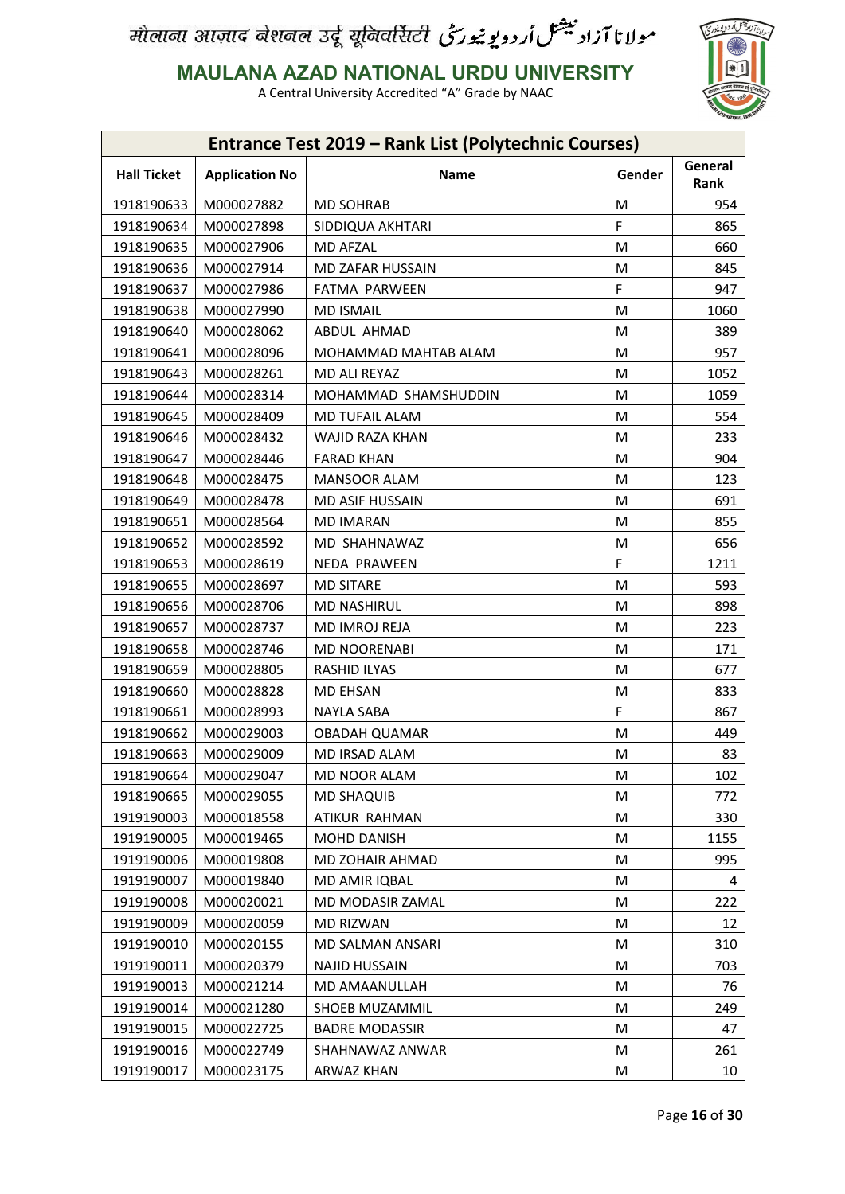# MAULANA AZAD NATIONAL URDU UNIVERSITY

A Central University Accredited "A" Grade by NAAC

## Entrance Test 2019 – Rank List (Polytechnic Courses)

| Hall Ticket | Application No | Name | Gender | General Rank |
|---|---|---|---|---|
| 1918190633 | M000027882 | MD SOHRAB | M | 954 |
| 1918190634 | M000027898 | SIDDIQUA AKHTARI | F | 865 |
| 1918190635 | M000027906 | MD AFZAL | M | 660 |
| 1918190636 | M000027914 | MD ZAFAR HUSSAIN | M | 845 |
| 1918190637 | M000027986 | FATMA PARWEEN | F | 947 |
| 1918190638 | M000027990 | MD ISMAIL | M | 1060 |
| 1918190640 | M000028062 | ABDUL AHMAD | M | 389 |
| 1918190641 | M000028096 | MOHAMMAD MAHTAB ALAM | M | 957 |
| 1918190643 | M000028261 | MD ALI REYAZ | M | 1052 |
| 1918190644 | M000028314 | MOHAMMAD SHAMSHUDDIN | M | 1059 |
| 1918190645 | M000028409 | MD TUFAIL ALAM | M | 554 |
| 1918190646 | M000028432 | WAJID RAZA KHAN | M | 233 |
| 1918190647 | M000028446 | FARAD KHAN | M | 904 |
| 1918190648 | M000028475 | MANSOOR ALAM | M | 123 |
| 1918190649 | M000028478 | MD ASIF HUSSAIN | M | 691 |
| 1918190651 | M000028564 | MD IMARAN | M | 855 |
| 1918190652 | M000028592 | MD SHAHNAWAZ | M | 656 |
| 1918190653 | M000028619 | NEDA PRAWEEN | F | 1211 |
| 1918190655 | M000028697 | MD SITARE | M | 593 |
| 1918190656 | M000028706 | MD NASHIRUL | M | 898 |
| 1918190657 | M000028737 | MD IMROJ REJA | M | 223 |
| 1918190658 | M000028746 | MD NOORENABI | M | 171 |
| 1918190659 | M000028805 | RASHID ILYAS | M | 677 |
| 1918190660 | M000028828 | MD EHSAN | M | 833 |
| 1918190661 | M000028993 | NAYLA SABA | F | 867 |
| 1918190662 | M000029003 | OBADAH QUAMAR | M | 449 |
| 1918190663 | M000029009 | MD IRSAD ALAM | M | 83 |
| 1918190664 | M000029047 | MD NOOR ALAM | M | 102 |
| 1918190665 | M000029055 | MD SHAQUIB | M | 772 |
| 1919190003 | M000018558 | ATIKUR RAHMAN | M | 330 |
| 1919190005 | M000019465 | MOHD DANISH | M | 1155 |
| 1919190006 | M000019808 | MD ZOHAIR AHMAD | M | 995 |
| 1919190007 | M000019840 | MD AMIR IQBAL | M | 4 |
| 1919190008 | M000020021 | MD MODASIR ZAMAL | M | 222 |
| 1919190009 | M000020059 | MD RIZWAN | M | 12 |
| 1919190010 | M000020155 | MD SALMAN ANSARI | M | 310 |
| 1919190011 | M000020379 | NAJID HUSSAIN | M | 703 |
| 1919190013 | M000021214 | MD AMAANULLAH | M | 76 |
| 1919190014 | M000021280 | SHOEB MUZAMMIL | M | 249 |
| 1919190015 | M000022725 | BADRE MODASSIR | M | 47 |
| 1919190016 | M000022749 | SHAHNAWAZ ANWAR | M | 261 |
| 1919190017 | M000023175 | ARWAZ KHAN | M | 10 |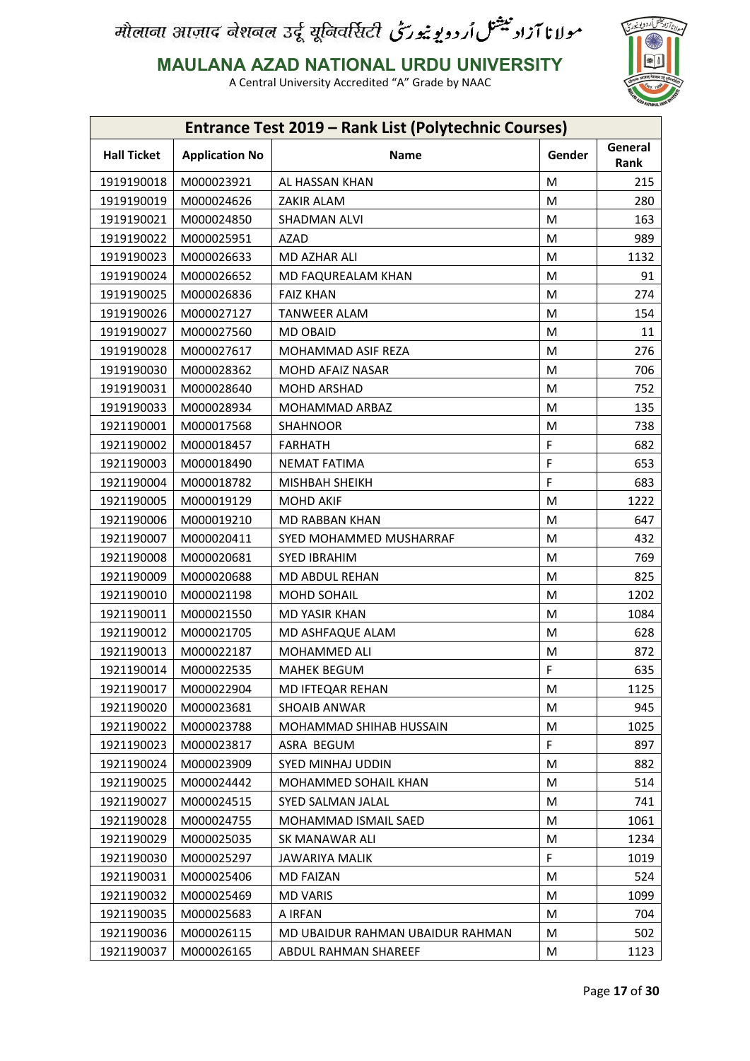मौलाना आज़ाद नेशनल उर्दू यूनिवर्सिटी مولانا آزاد نیشنل اُردو یونیورسٹی

# MAULANA AZAD NATIONAL URDU UNIVERSITY

A Central University Accredited "A" Grade by NAAC

## Entrance Test 2019 – Rank List (Polytechnic Courses)

| Hall Ticket | Application No | Name | Gender | General Rank |
|---|---|---|---|---|
| 1919190018 | M000023921 | AL HASSAN KHAN | M | 215 |
| 1919190019 | M000024626 | ZAKIR ALAM | M | 280 |
| 1919190021 | M000024850 | SHADMAN ALVI | M | 163 |
| 1919190022 | M000025951 | AZAD | M | 989 |
| 1919190023 | M000026633 | MD AZHAR ALI | M | 1132 |
| 1919190024 | M000026652 | MD FAQUREALAM KHAN | M | 91 |
| 1919190025 | M000026836 | FAIZ KHAN | M | 274 |
| 1919190026 | M000027127 | TANWEER ALAM | M | 154 |
| 1919190027 | M000027560 | MD OBAID | M | 11 |
| 1919190028 | M000027617 | MOHAMMAD ASIF REZA | M | 276 |
| 1919190030 | M000028362 | MOHD AFAIZ NASAR | M | 706 |
| 1919190031 | M000028640 | MOHD ARSHAD | M | 752 |
| 1919190033 | M000028934 | MOHAMMAD ARBAZ | M | 135 |
| 1921190001 | M000017568 | SHAHNOOR | M | 738 |
| 1921190002 | M000018457 | FARHATH | F | 682 |
| 1921190003 | M000018490 | NEMAT FATIMA | F | 653 |
| 1921190004 | M000018782 | MISHBAH SHEIKH | F | 683 |
| 1921190005 | M000019129 | MOHD AKIF | M | 1222 |
| 1921190006 | M000019210 | MD RABBAN KHAN | M | 647 |
| 1921190007 | M000020411 | SYED MOHAMMED MUSHARRAF | M | 432 |
| 1921190008 | M000020681 | SYED IBRAHIM | M | 769 |
| 1921190009 | M000020688 | MD ABDUL REHAN | M | 825 |
| 1921190010 | M000021198 | MOHD SOHAIL | M | 1202 |
| 1921190011 | M000021550 | MD YASIR KHAN | M | 1084 |
| 1921190012 | M000021705 | MD ASHFAQUE ALAM | M | 628 |
| 1921190013 | M000022187 | MOHAMMED ALI | M | 872 |
| 1921190014 | M000022535 | MAHEK BEGUM | F | 635 |
| 1921190017 | M000022904 | MD IFTEQAR REHAN | M | 1125 |
| 1921190020 | M000023681 | SHOAIB ANWAR | M | 945 |
| 1921190022 | M000023788 | MOHAMMAD SHIHAB HUSSAIN | M | 1025 |
| 1921190023 | M000023817 | ASRA BEGUM | F | 897 |
| 1921190024 | M000023909 | SYED MINHAJ UDDIN | M | 882 |
| 1921190025 | M000024442 | MOHAMMED SOHAIL KHAN | M | 514 |
| 1921190027 | M000024515 | SYED SALMAN JALAL | M | 741 |
| 1921190028 | M000024755 | MOHAMMAD ISMAIL SAED | M | 1061 |
| 1921190029 | M000025035 | SK MANAWAR ALI | M | 1234 |
| 1921190030 | M000025297 | JAWARIYA MALIK | F | 1019 |
| 1921190031 | M000025406 | MD FAIZAN | M | 524 |
| 1921190032 | M000025469 | MD VARIS | M | 1099 |
| 1921190035 | M000025683 | A IRFAN | M | 704 |
| 1921190036 | M000026115 | MD UBAIDUR RAHMAN UBAIDUR RAHMAN | M | 502 |
| 1921190037 | M000026165 | ABDUL RAHMAN SHAREEF | M | 1123 |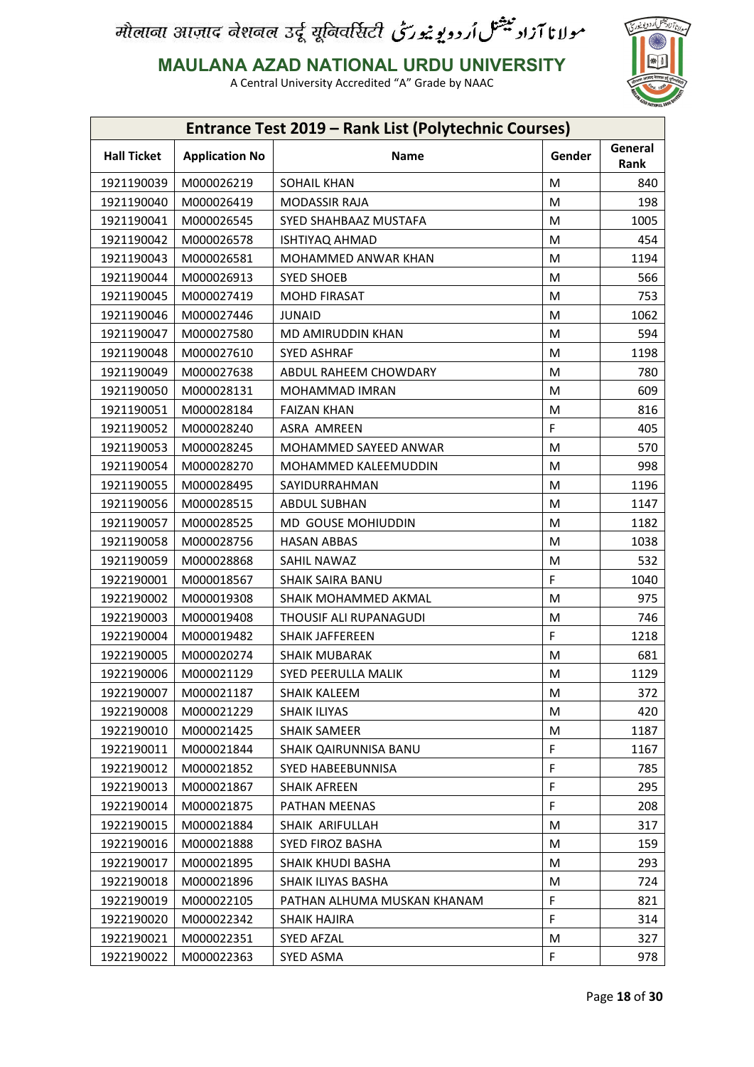मौलाना आज़ाद नेशनल उर्दू यूनिवर्सिटी مولانا آزاد نیشنل اردو یونیورسٹی

# MAULANA AZAD NATIONAL URDU UNIVERSITY

A Central University Accredited "A" Grade by NAAC

## Entrance Test 2019 – Rank List (Polytechnic Courses)

| Hall Ticket | Application No | Name | Gender | General Rank |
|---|---|---|---|---|
| 1921190039 | M000026219 | SOHAIL KHAN | M | 840 |
| 1921190040 | M000026419 | MODASSIR RAJA | M | 198 |
| 1921190041 | M000026545 | SYED SHAHBAAZ MUSTAFA | M | 1005 |
| 1921190042 | M000026578 | ISHTIYAQ AHMAD | M | 454 |
| 1921190043 | M000026581 | MOHAMMED ANWAR KHAN | M | 1194 |
| 1921190044 | M000026913 | SYED SHOEB | M | 566 |
| 1921190045 | M000027419 | MOHD FIRASAT | M | 753 |
| 1921190046 | M000027446 | JUNAID | M | 1062 |
| 1921190047 | M000027580 | MD AMIRUDDIN KHAN | M | 594 |
| 1921190048 | M000027610 | SYED ASHRAF | M | 1198 |
| 1921190049 | M000027638 | ABDUL RAHEEM CHOWDARY | M | 780 |
| 1921190050 | M000028131 | MOHAMMAD IMRAN | M | 609 |
| 1921190051 | M000028184 | FAIZAN KHAN | M | 816 |
| 1921190052 | M000028240 | ASRA AMREEN | F | 405 |
| 1921190053 | M000028245 | MOHAMMED SAYEED ANWAR | M | 570 |
| 1921190054 | M000028270 | MOHAMMED KALEEMUDDIN | M | 998 |
| 1921190055 | M000028495 | SAYIDURRAHMAN | M | 1196 |
| 1921190056 | M000028515 | ABDUL SUBHAN | M | 1147 |
| 1921190057 | M000028525 | MD GOUSE MOHIUDDIN | M | 1182 |
| 1921190058 | M000028756 | HASAN ABBAS | M | 1038 |
| 1921190059 | M000028868 | SAHIL NAWAZ | M | 532 |
| 1922190001 | M000018567 | SHAIK SAIRA BANU | F | 1040 |
| 1922190002 | M000019308 | SHAIK MOHAMMED AKMAL | M | 975 |
| 1922190003 | M000019408 | THOUSIF ALI RUPANAGUDI | M | 746 |
| 1922190004 | M000019482 | SHAIK JAFFEREEN | F | 1218 |
| 1922190005 | M000020274 | SHAIK MUBARAK | M | 681 |
| 1922190006 | M000021129 | SYED PEERULLA MALIK | M | 1129 |
| 1922190007 | M000021187 | SHAIK KALEEM | M | 372 |
| 1922190008 | M000021229 | SHAIK ILIYAS | M | 420 |
| 1922190010 | M000021425 | SHAIK SAMEER | M | 1187 |
| 1922190011 | M000021844 | SHAIK QAIRUNNISA BANU | F | 1167 |
| 1922190012 | M000021852 | SYED HABEEBUNNISA | F | 785 |
| 1922190013 | M000021867 | SHAIK AFREEN | F | 295 |
| 1922190014 | M000021875 | PATHAN MEENAS | F | 208 |
| 1922190015 | M000021884 | SHAIK ARIFULLAH | M | 317 |
| 1922190016 | M000021888 | SYED FIROZ BASHA | M | 159 |
| 1922190017 | M000021895 | SHAIK KHUDI BASHA | M | 293 |
| 1922190018 | M000021896 | SHAIK ILIYAS BASHA | M | 724 |
| 1922190019 | M000022105 | PATHAN ALHUMA MUSKAN KHANAM | F | 821 |
| 1922190020 | M000022342 | SHAIK HAJIRA | F | 314 |
| 1922190021 | M000022351 | SYED AFZAL | M | 327 |
| 1922190022 | M000022363 | SYED ASMA | F | 978 |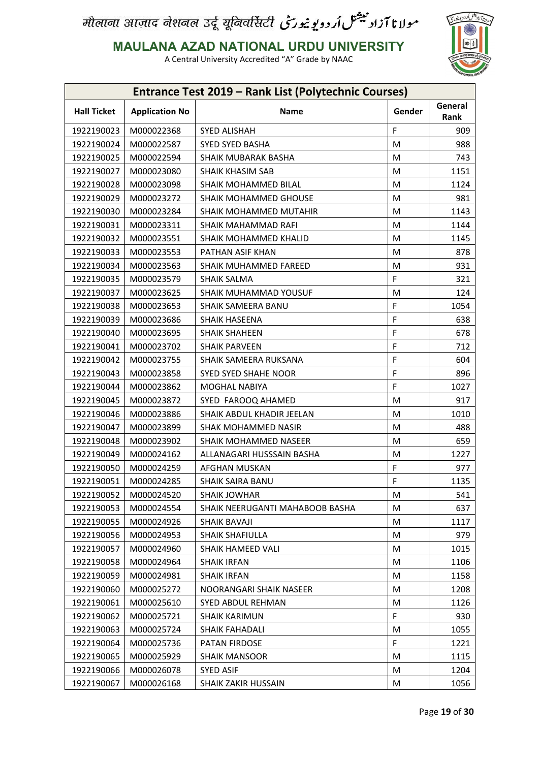मौलाना आज़ाद नेशनल उर्दू यूनिवर्सिटी مولانا آزاد نیشنل اُردو یونیورسٹی

**MAULANA AZAD NATIONAL URDU UNIVERSITY**

A Central University Accredited "A" Grade by NAAC

| Entrance Test 2019 – Rank List (Polytechnic Courses) | | | | |
|---|---|---|---|---|
| **Hall Ticket** | **Application No** | **Name** | **Gender** | **General Rank** |
| 1922190023 | M000022368 | SYED ALISHAH | F | 909 |
| 1922190024 | M000022587 | SYED SYED BASHA | M | 988 |
| 1922190025 | M000022594 | SHAIK MUBARAK BASHA | M | 743 |
| 1922190027 | M000023080 | SHAIK KHASIM SAB | M | 1151 |
| 1922190028 | M000023098 | SHAIK MOHAMMED BILAL | M | 1124 |
| 1922190029 | M000023272 | SHAIK MOHAMMED GHOUSE | M | 981 |
| 1922190030 | M000023284 | SHAIK MOHAMMED MUTAHIR | M | 1143 |
| 1922190031 | M000023311 | SHAIK MAHAMMAD RAFI | M | 1144 |
| 1922190032 | M000023551 | SHAIK MOHAMMED KHALID | M | 1145 |
| 1922190033 | M000023553 | PATHAN ASIF KHAN | M | 878 |
| 1922190034 | M000023563 | SHAIK MUHAMMED FAREED | M | 931 |
| 1922190035 | M000023579 | SHAIK SALMA | F | 321 |
| 1922190037 | M000023625 | SHAIK MUHAMMAD YOUSUF | M | 124 |
| 1922190038 | M000023653 | SHAIK SAMEERA BANU | F | 1054 |
| 1922190039 | M000023686 | SHAIK HASEENA | F | 638 |
| 1922190040 | M000023695 | SHAIK SHAHEEN | F | 678 |
| 1922190041 | M000023702 | SHAIK PARVEEN | F | 712 |
| 1922190042 | M000023755 | SHAIK SAMEERA RUKSANA | F | 604 |
| 1922190043 | M000023858 | SYED SYED SHAHE NOOR | F | 896 |
| 1922190044 | M000023862 | MOGHAL NABIYA | F | 1027 |
| 1922190045 | M000023872 | SYED FAROOQ AHAMED | M | 917 |
| 1922190046 | M000023886 | SHAIK ABDUL KHADIR JEELAN | M | 1010 |
| 1922190047 | M000023899 | SHAK MOHAMMED NASIR | M | 488 |
| 1922190048 | M000023902 | SHAIK MOHAMMED NASEER | M | 659 |
| 1922190049 | M000024162 | ALLANAGARI HUSSSAIN BASHA | M | 1227 |
| 1922190050 | M000024259 | AFGHAN MUSKAN | F | 977 |
| 1922190051 | M000024285 | SHAIK SAIRA BANU | F | 1135 |
| 1922190052 | M000024520 | SHAIK JOWHAR | M | 541 |
| 1922190053 | M000024554 | SHAIK NEERUGANTI MAHABOOB BASHA | M | 637 |
| 1922190055 | M000024926 | SHAIK BAVAJI | M | 1117 |
| 1922190056 | M000024953 | SHAIK SHAFIULLA | M | 979 |
| 1922190057 | M000024960 | SHAIK HAMEED VALI | M | 1015 |
| 1922190058 | M000024964 | SHAIK IRFAN | M | 1106 |
| 1922190059 | M000024981 | SHAIK IRFAN | M | 1158 |
| 1922190060 | M000025272 | NOORANGARI SHAIK NASEER | M | 1208 |
| 1922190061 | M000025610 | SYED ABDUL REHMAN | M | 1126 |
| 1922190062 | M000025721 | SHAIK KARIMUN | F | 930 |
| 1922190063 | M000025724 | SHAIK FAHADALI | M | 1055 |
| 1922190064 | M000025736 | PATAN FIRDOSE | F | 1221 |
| 1922190065 | M000025929 | SHAIK MANSOOR | M | 1115 |
| 1922190066 | M000026078 | SYED ASIF | M | 1204 |
| 1922190067 | M000026168 | SHAIK ZAKIR HUSSAIN | M | 1056 |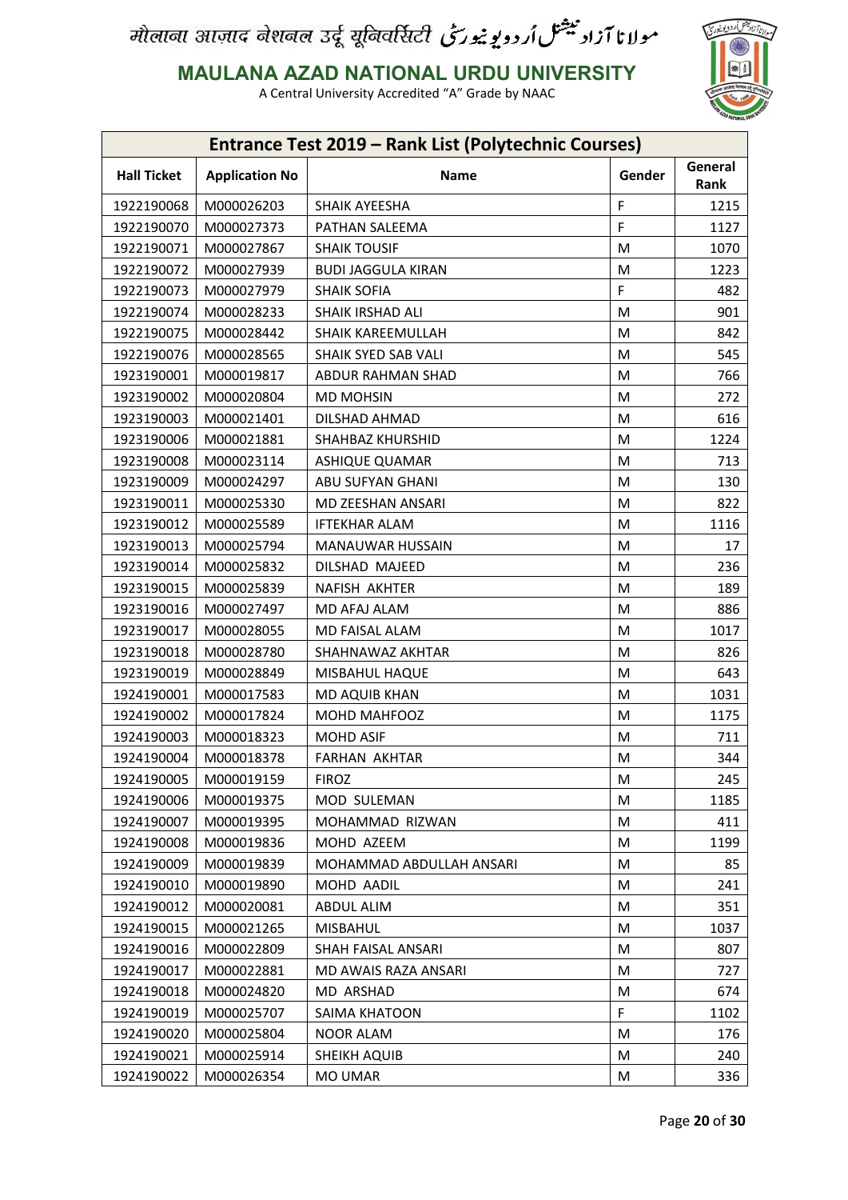# MAULANA AZAD NATIONAL URDU UNIVERSITY

A Central University Accredited "A" Grade by NAAC

## Entrance Test 2019 – Rank List (Polytechnic Courses)

| Hall Ticket | Application No | Name | Gender | General Rank |
|---|---|---|---|---|
| 1922190068 | M000026203 | SHAIK AYEESHA | F | 1215 |
| 1922190070 | M000027373 | PATHAN SALEEMA | F | 1127 |
| 1922190071 | M000027867 | SHAIK TOUSIF | M | 1070 |
| 1922190072 | M000027939 | BUDI JAGGULA KIRAN | M | 1223 |
| 1922190073 | M000027979 | SHAIK SOFIA | F | 482 |
| 1922190074 | M000028233 | SHAIK IRSHAD ALI | M | 901 |
| 1922190075 | M000028442 | SHAIK KAREEMULLAH | M | 842 |
| 1922190076 | M000028565 | SHAIK SYED SAB VALI | M | 545 |
| 1923190001 | M000019817 | ABDUR RAHMAN SHAD | M | 766 |
| 1923190002 | M000020804 | MD MOHSIN | M | 272 |
| 1923190003 | M000021401 | DILSHAD AHMAD | M | 616 |
| 1923190006 | M000021881 | SHAHBAZ KHURSHID | M | 1224 |
| 1923190008 | M000023114 | ASHIQUE QUAMAR | M | 713 |
| 1923190009 | M000024297 | ABU SUFYAN GHANI | M | 130 |
| 1923190011 | M000025330 | MD ZEESHAN ANSARI | M | 822 |
| 1923190012 | M000025589 | IFTEKHAR ALAM | M | 1116 |
| 1923190013 | M000025794 | MANAUWAR HUSSAIN | M | 17 |
| 1923190014 | M000025832 | DILSHAD MAJEED | M | 236 |
| 1923190015 | M000025839 | NAFISH AKHTER | M | 189 |
| 1923190016 | M000027497 | MD AFAJ ALAM | M | 886 |
| 1923190017 | M000028055 | MD FAISAL ALAM | M | 1017 |
| 1923190018 | M000028780 | SHAHNAWAZ AKHTAR | M | 826 |
| 1923190019 | M000028849 | MISBAHUL HAQUE | M | 643 |
| 1924190001 | M000017583 | MD AQUIB KHAN | M | 1031 |
| 1924190002 | M000017824 | MOHD MAHFOOZ | M | 1175 |
| 1924190003 | M000018323 | MOHD ASIF | M | 711 |
| 1924190004 | M000018378 | FARHAN AKHTAR | M | 344 |
| 1924190005 | M000019159 | FIROZ | M | 245 |
| 1924190006 | M000019375 | MOD SULEMAN | M | 1185 |
| 1924190007 | M000019395 | MOHAMMAD RIZWAN | M | 411 |
| 1924190008 | M000019836 | MOHD AZEEM | M | 1199 |
| 1924190009 | M000019839 | MOHAMMAD ABDULLAH ANSARI | M | 85 |
| 1924190010 | M000019890 | MOHD AADIL | M | 241 |
| 1924190012 | M000020081 | ABDUL ALIM | M | 351 |
| 1924190015 | M000021265 | MISBAHUL | M | 1037 |
| 1924190016 | M000022809 | SHAH FAISAL ANSARI | M | 807 |
| 1924190017 | M000022881 | MD AWAIS RAZA ANSARI | M | 727 |
| 1924190018 | M000024820 | MD ARSHAD | M | 674 |
| 1924190019 | M000025707 | SAIMA KHATOON | F | 1102 |
| 1924190020 | M000025804 | NOOR ALAM | M | 176 |
| 1924190021 | M000025914 | SHEIKH AQUIB | M | 240 |
| 1924190022 | M000026354 | MO UMAR | M | 336 |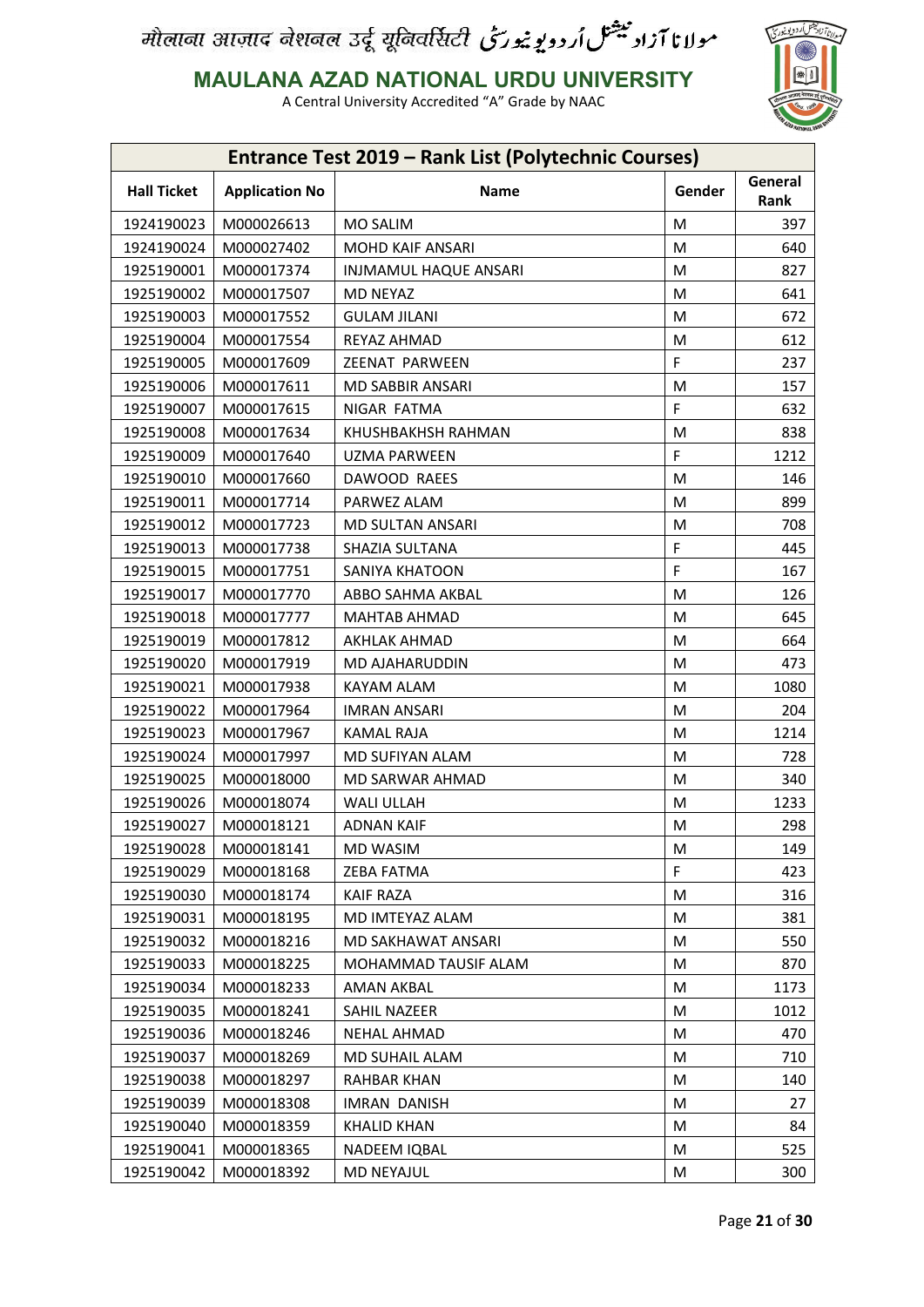मौलाना आज़ाद नेशनल उर्दू यूनिवर्सिटी مولانا آزاد نیشنل اُردو یونیورسٹی

# MAULANA AZAD NATIONAL URDU UNIVERSITY

A Central University Accredited "A" Grade by NAAC

## Entrance Test 2019 – Rank List (Polytechnic Courses)

| Hall Ticket | Application No | Name | Gender | General Rank |
|---|---|---|---|---|
| 1924190023 | M000026613 | MO SALIM | M | 397 |
| 1924190024 | M000027402 | MOHD KAIF ANSARI | M | 640 |
| 1925190001 | M000017374 | INJMAMUL HAQUE ANSARI | M | 827 |
| 1925190002 | M000017507 | MD NEYAZ | M | 641 |
| 1925190003 | M000017552 | GULAM JILANI | M | 672 |
| 1925190004 | M000017554 | REYAZ AHMAD | M | 612 |
| 1925190005 | M000017609 | ZEENAT PARWEEN | F | 237 |
| 1925190006 | M000017611 | MD SABBIR ANSARI | M | 157 |
| 1925190007 | M000017615 | NIGAR FATMA | F | 632 |
| 1925190008 | M000017634 | KHUSHBAKHSH RAHMAN | M | 838 |
| 1925190009 | M000017640 | UZMA PARWEEN | F | 1212 |
| 1925190010 | M000017660 | DAWOOD RAEES | M | 146 |
| 1925190011 | M000017714 | PARWEZ ALAM | M | 899 |
| 1925190012 | M000017723 | MD SULTAN ANSARI | M | 708 |
| 1925190013 | M000017738 | SHAZIA SULTANA | F | 445 |
| 1925190015 | M000017751 | SANIYA KHATOON | F | 167 |
| 1925190017 | M000017770 | ABBO SAHMA AKBAL | M | 126 |
| 1925190018 | M000017777 | MAHTAB AHMAD | M | 645 |
| 1925190019 | M000017812 | AKHLAK AHMAD | M | 664 |
| 1925190020 | M000017919 | MD AJAHARUDDIN | M | 473 |
| 1925190021 | M000017938 | KAYAM ALAM | M | 1080 |
| 1925190022 | M000017964 | IMRAN ANSARI | M | 204 |
| 1925190023 | M000017967 | KAMAL RAJA | M | 1214 |
| 1925190024 | M000017997 | MD SUFIYAN ALAM | M | 728 |
| 1925190025 | M000018000 | MD SARWAR AHMAD | M | 340 |
| 1925190026 | M000018074 | WALI ULLAH | M | 1233 |
| 1925190027 | M000018121 | ADNAN KAIF | M | 298 |
| 1925190028 | M000018141 | MD WASIM | M | 149 |
| 1925190029 | M000018168 | ZEBA FATMA | F | 423 |
| 1925190030 | M000018174 | KAIF RAZA | M | 316 |
| 1925190031 | M000018195 | MD IMTEYAZ ALAM | M | 381 |
| 1925190032 | M000018216 | MD SAKHAWAT ANSARI | M | 550 |
| 1925190033 | M000018225 | MOHAMMAD TAUSIF ALAM | M | 870 |
| 1925190034 | M000018233 | AMAN AKBAL | M | 1173 |
| 1925190035 | M000018241 | SAHIL NAZEER | M | 1012 |
| 1925190036 | M000018246 | NEHAL AHMAD | M | 470 |
| 1925190037 | M000018269 | MD SUHAIL ALAM | M | 710 |
| 1925190038 | M000018297 | RAHBAR KHAN | M | 140 |
| 1925190039 | M000018308 | IMRAN DANISH | M | 27 |
| 1925190040 | M000018359 | KHALID KHAN | M | 84 |
| 1925190041 | M000018365 | NADEEM IQBAL | M | 525 |
| 1925190042 | M000018392 | MD NEYAJUL | M | 300 |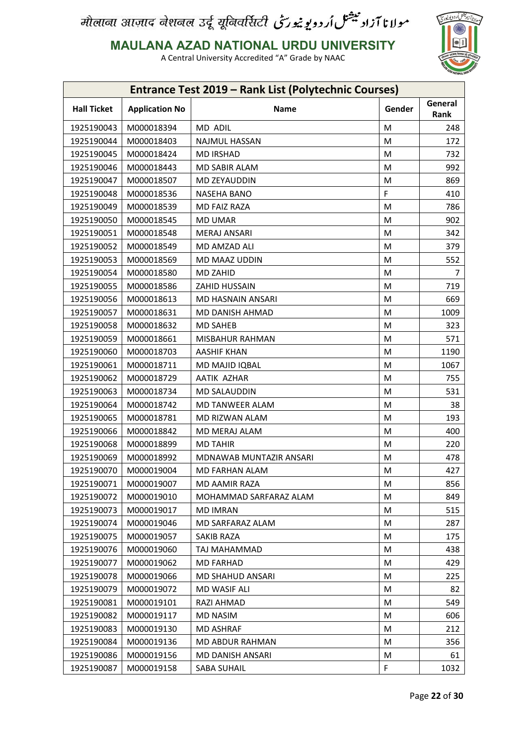मौलाना आज़ाद नेशनल उर्दू यूनिवर्सिटी مولانا آزاد نیشنل اُردو یونیورسٹی

# MAULANA AZAD NATIONAL URDU UNIVERSITY

A Central University Accredited "A" Grade by NAAC

## Entrance Test 2019 – Rank List (Polytechnic Courses)

| Hall Ticket | Application No | Name | Gender | General Rank |
|---|---|---|---|---|
| 1925190043 | M000018394 | MD ADIL | M | 248 |
| 1925190044 | M000018403 | NAJMUL HASSAN | M | 172 |
| 1925190045 | M000018424 | MD IRSHAD | M | 732 |
| 1925190046 | M000018443 | MD SABIR ALAM | M | 992 |
| 1925190047 | M000018507 | MD ZEYAUDDIN | M | 869 |
| 1925190048 | M000018536 | NASEHA BANO | F | 410 |
| 1925190049 | M000018539 | MD FAIZ RAZA | M | 786 |
| 1925190050 | M000018545 | MD UMAR | M | 902 |
| 1925190051 | M000018548 | MERAJ ANSARI | M | 342 |
| 1925190052 | M000018549 | MD AMZAD ALI | M | 379 |
| 1925190053 | M000018569 | MD MAAZ UDDIN | M | 552 |
| 1925190054 | M000018580 | MD ZAHID | M | 7 |
| 1925190055 | M000018586 | ZAHID HUSSAIN | M | 719 |
| 1925190056 | M000018613 | MD HASNAIN ANSARI | M | 669 |
| 1925190057 | M000018631 | MD DANISH AHMAD | M | 1009 |
| 1925190058 | M000018632 | MD SAHEB | M | 323 |
| 1925190059 | M000018661 | MISBAHUR RAHMAN | M | 571 |
| 1925190060 | M000018703 | AASHIF KHAN | M | 1190 |
| 1925190061 | M000018711 | MD MAJID IQBAL | M | 1067 |
| 1925190062 | M000018729 | AATIK AZHAR | M | 755 |
| 1925190063 | M000018734 | MD SALAUDDIN | M | 531 |
| 1925190064 | M000018742 | MD TANWEER ALAM | M | 38 |
| 1925190065 | M000018781 | MD RIZWAN ALAM | M | 193 |
| 1925190066 | M000018842 | MD MERAJ ALAM | M | 400 |
| 1925190068 | M000018899 | MD TAHIR | M | 220 |
| 1925190069 | M000018992 | MDNAWAB MUNTAZIR ANSARI | M | 478 |
| 1925190070 | M000019004 | MD FARHAN ALAM | M | 427 |
| 1925190071 | M000019007 | MD AAMIR RAZA | M | 856 |
| 1925190072 | M000019010 | MOHAMMAD SARFARAZ ALAM | M | 849 |
| 1925190073 | M000019017 | MD IMRAN | M | 515 |
| 1925190074 | M000019046 | MD SARFARAZ ALAM | M | 287 |
| 1925190075 | M000019057 | SAKIB RAZA | M | 175 |
| 1925190076 | M000019060 | TAJ MAHAMMAD | M | 438 |
| 1925190077 | M000019062 | MD FARHAD | M | 429 |
| 1925190078 | M000019066 | MD SHAHUD ANSARI | M | 225 |
| 1925190079 | M000019072 | MD WASIF ALI | M | 82 |
| 1925190081 | M000019101 | RAZI AHMAD | M | 549 |
| 1925190082 | M000019117 | MD NASIM | M | 606 |
| 1925190083 | M000019130 | MD ASHRAF | M | 212 |
| 1925190084 | M000019136 | MD ABDUR RAHMAN | M | 356 |
| 1925190086 | M000019156 | MD DANISH ANSARI | M | 61 |
| 1925190087 | M000019158 | SABA SUHAIL | F | 1032 |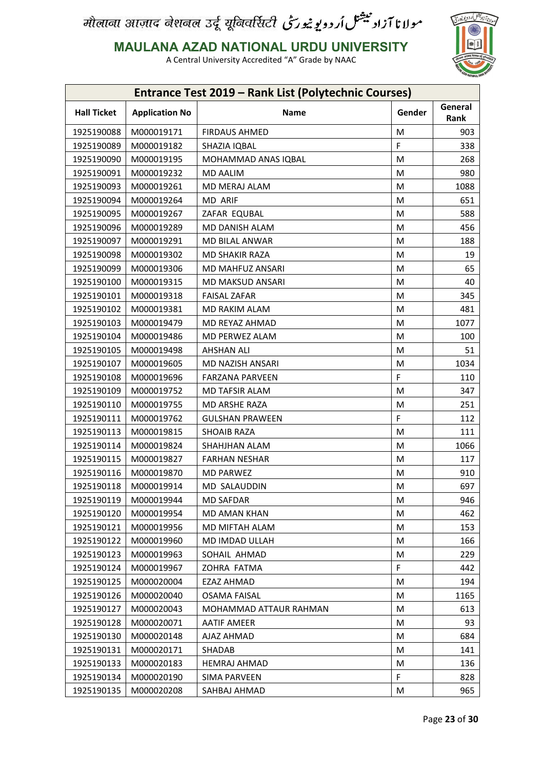मौलाना आज़ाद नेशनल उर्दू यूनिवर्सिटी مولانا آزاد نیشنل اردو یونیورسٹی

**MAULANA AZAD NATIONAL URDU UNIVERSITY**

A Central University Accredited "A" Grade by NAAC

| Entrance Test 2019 – Rank List (Polytechnic Courses) | | | | |
|---|---|---|---|---|
| **Hall Ticket** | **Application No** | **Name** | **Gender** | **General Rank** |
| 1925190088 | M000019171 | FIRDAUS AHMED | M | 903 |
| 1925190089 | M000019182 | SHAZIA IQBAL | F | 338 |
| 1925190090 | M000019195 | MOHAMMAD ANAS IQBAL | M | 268 |
| 1925190091 | M000019232 | MD AALIM | M | 980 |
| 1925190093 | M000019261 | MD MERAJ ALAM | M | 1088 |
| 1925190094 | M000019264 | MD ARIF | M | 651 |
| 1925190095 | M000019267 | ZAFAR EQUBAL | M | 588 |
| 1925190096 | M000019289 | MD DANISH ALAM | M | 456 |
| 1925190097 | M000019291 | MD BILAL ANWAR | M | 188 |
| 1925190098 | M000019302 | MD SHAKIR RAZA | M | 19 |
| 1925190099 | M000019306 | MD MAHFUZ ANSARI | M | 65 |
| 1925190100 | M000019315 | MD MAKSUD ANSARI | M | 40 |
| 1925190101 | M000019318 | FAISAL ZAFAR | M | 345 |
| 1925190102 | M000019381 | MD RAKIM ALAM | M | 481 |
| 1925190103 | M000019479 | MD REYAZ AHMAD | M | 1077 |
| 1925190104 | M000019486 | MD PERWEZ ALAM | M | 100 |
| 1925190105 | M000019498 | AHSHAN ALI | M | 51 |
| 1925190107 | M000019605 | MD NAZISH ANSARI | M | 1034 |
| 1925190108 | M000019696 | FARZANA PARVEEN | F | 110 |
| 1925190109 | M000019752 | MD TAFSIR ALAM | M | 347 |
| 1925190110 | M000019755 | MD ARSHE RAZA | M | 251 |
| 1925190111 | M000019762 | GULSHAN PRAWEEN | F | 112 |
| 1925190113 | M000019815 | SHOAIB RAZA | M | 111 |
| 1925190114 | M000019824 | SHAHJHAN ALAM | M | 1066 |
| 1925190115 | M000019827 | FARHAN NESHAR | M | 117 |
| 1925190116 | M000019870 | MD PARWEZ | M | 910 |
| 1925190118 | M000019914 | MD SALAUDDIN | M | 697 |
| 1925190119 | M000019944 | MD SAFDAR | M | 946 |
| 1925190120 | M000019954 | MD AMAN KHAN | M | 462 |
| 1925190121 | M000019956 | MD MIFTAH ALAM | M | 153 |
| 1925190122 | M000019960 | MD IMDAD ULLAH | M | 166 |
| 1925190123 | M000019963 | SOHAIL AHMAD | M | 229 |
| 1925190124 | M000019967 | ZOHRA FATMA | F | 442 |
| 1925190125 | M000020004 | EZAZ AHMAD | M | 194 |
| 1925190126 | M000020040 | OSAMA FAISAL | M | 1165 |
| 1925190127 | M000020043 | MOHAMMAD ATTAUR RAHMAN | M | 613 |
| 1925190128 | M000020071 | AATIF AMEER | M | 93 |
| 1925190130 | M000020148 | AJAZ AHMAD | M | 684 |
| 1925190131 | M000020171 | SHADAB | M | 141 |
| 1925190133 | M000020183 | HEMRAJ AHMAD | M | 136 |
| 1925190134 | M000020190 | SIMA PARVEEN | F | 828 |
| 1925190135 | M000020208 | SAHBAJ AHMAD | M | 965 |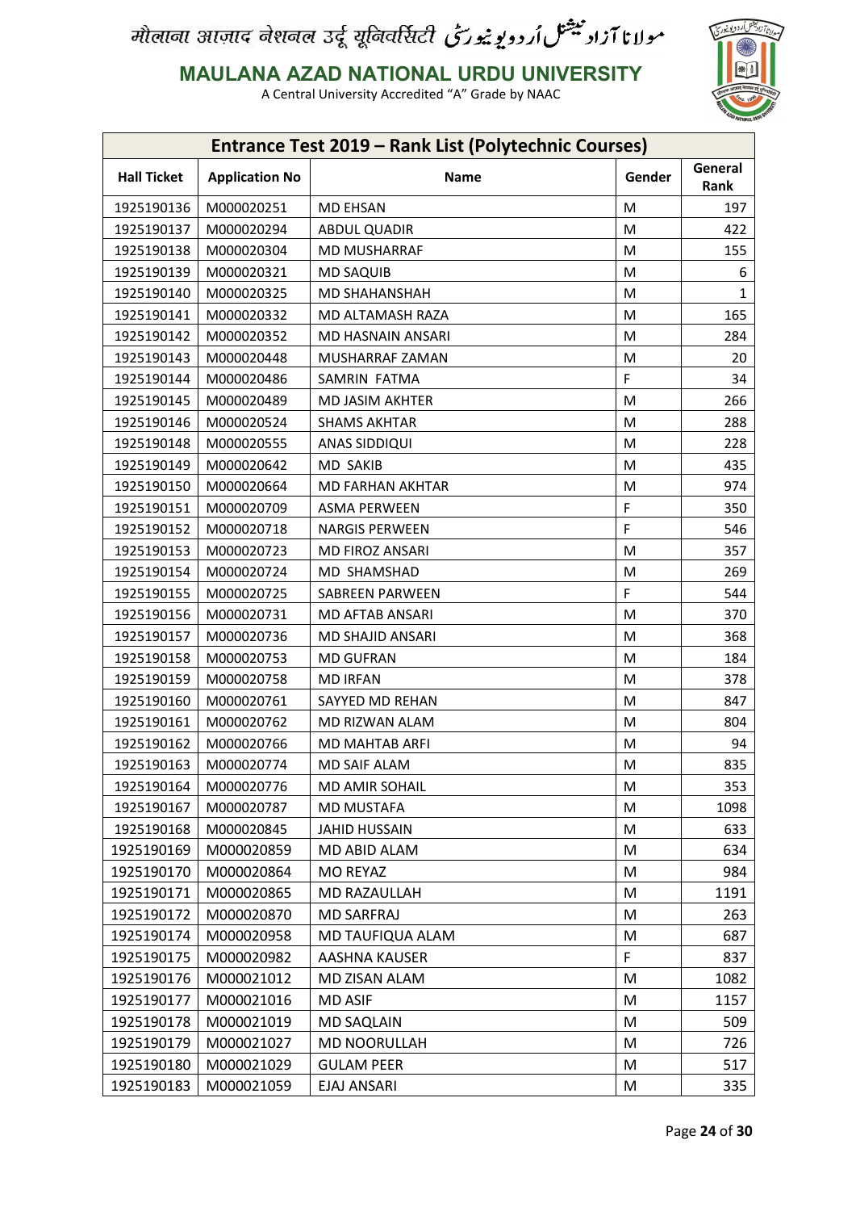मौलाना आज़ाद नेशनल उर्दू यूनिवर्सिटी مولانا آزاد نیشنل اردو یونیورسٹی

# MAULANA AZAD NATIONAL URDU UNIVERSITY

A Central University Accredited "A" Grade by NAAC

## Entrance Test 2019 – Rank List (Polytechnic Courses)

| Hall Ticket | Application No | Name | Gender | General Rank |
|---|---|---|---|---|
| 1925190136 | M000020251 | MD EHSAN | M | 197 |
| 1925190137 | M000020294 | ABDUL QUADIR | M | 422 |
| 1925190138 | M000020304 | MD MUSHARRAF | M | 155 |
| 1925190139 | M000020321 | MD SAQUIB | M | 6 |
| 1925190140 | M000020325 | MD SHAHANSHAH | M | 1 |
| 1925190141 | M000020332 | MD ALTAMASH RAZA | M | 165 |
| 1925190142 | M000020352 | MD HASNAIN ANSARI | M | 284 |
| 1925190143 | M000020448 | MUSHARRAF ZAMAN | M | 20 |
| 1925190144 | M000020486 | SAMRIN FATMA | F | 34 |
| 1925190145 | M000020489 | MD JASIM AKHTER | M | 266 |
| 1925190146 | M000020524 | SHAMS AKHTAR | M | 288 |
| 1925190148 | M000020555 | ANAS SIDDIQUI | M | 228 |
| 1925190149 | M000020642 | MD SAKIB | M | 435 |
| 1925190150 | M000020664 | MD FARHAN AKHTAR | M | 974 |
| 1925190151 | M000020709 | ASMA PERWEEN | F | 350 |
| 1925190152 | M000020718 | NARGIS PERWEEN | F | 546 |
| 1925190153 | M000020723 | MD FIROZ ANSARI | M | 357 |
| 1925190154 | M000020724 | MD SHAMSHAD | M | 269 |
| 1925190155 | M000020725 | SABREEN PARWEEN | F | 544 |
| 1925190156 | M000020731 | MD AFTAB ANSARI | M | 370 |
| 1925190157 | M000020736 | MD SHAJID ANSARI | M | 368 |
| 1925190158 | M000020753 | MD GUFRAN | M | 184 |
| 1925190159 | M000020758 | MD IRFAN | M | 378 |
| 1925190160 | M000020761 | SAYYED MD REHAN | M | 847 |
| 1925190161 | M000020762 | MD RIZWAN ALAM | M | 804 |
| 1925190162 | M000020766 | MD MAHTAB ARFI | M | 94 |
| 1925190163 | M000020774 | MD SAIF ALAM | M | 835 |
| 1925190164 | M000020776 | MD AMIR SOHAIL | M | 353 |
| 1925190167 | M000020787 | MD MUSTAFA | M | 1098 |
| 1925190168 | M000020845 | JAHID HUSSAIN | M | 633 |
| 1925190169 | M000020859 | MD ABID ALAM | M | 634 |
| 1925190170 | M000020864 | MO REYAZ | M | 984 |
| 1925190171 | M000020865 | MD RAZAULLAH | M | 1191 |
| 1925190172 | M000020870 | MD SARFRAJ | M | 263 |
| 1925190174 | M000020958 | MD TAUFIQUA ALAM | M | 687 |
| 1925190175 | M000020982 | AASHNA KAUSER | F | 837 |
| 1925190176 | M000021012 | MD ZISAN ALAM | M | 1082 |
| 1925190177 | M000021016 | MD ASIF | M | 1157 |
| 1925190178 | M000021019 | MD SAQLAIN | M | 509 |
| 1925190179 | M000021027 | MD NOORULLAH | M | 726 |
| 1925190180 | M000021029 | GULAM PEER | M | 517 |
| 1925190183 | M000021059 | EJAJ ANSARI | M | 335 |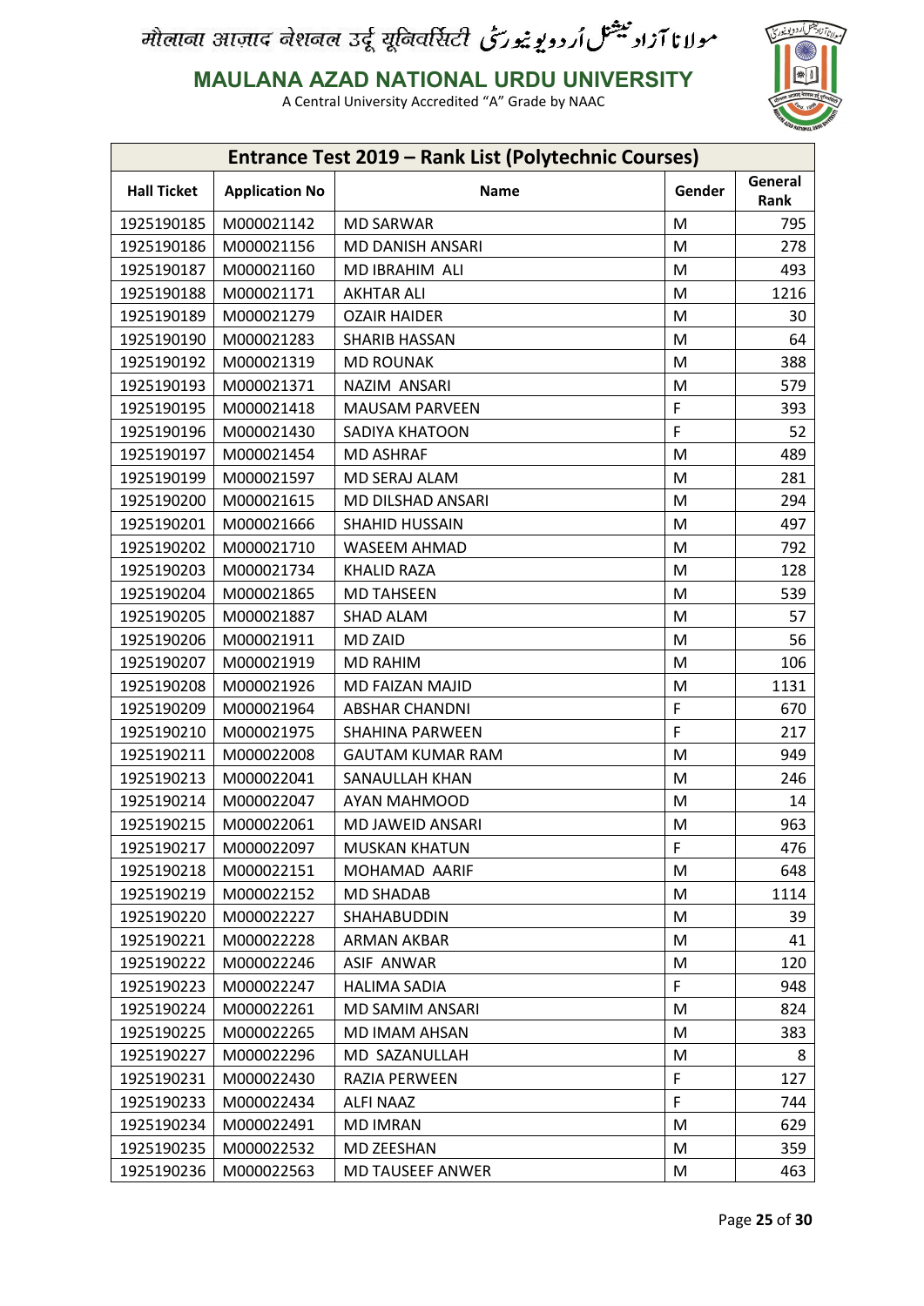मौलाना आज़ाद नेशनल उर्दू यूनिवर्सिटी مولانا آزاد نیشنل اُردو یونیورسٹی

# MAULANA AZAD NATIONAL URDU UNIVERSITY

A Central University Accredited "A" Grade by NAAC

## Entrance Test 2019 – Rank List (Polytechnic Courses)

| Hall Ticket | Application No | Name | Gender | General Rank |
|---|---|---|---|---|
| 1925190185 | M000021142 | MD SARWAR | M | 795 |
| 1925190186 | M000021156 | MD DANISH ANSARI | M | 278 |
| 1925190187 | M000021160 | MD IBRAHIM ALI | M | 493 |
| 1925190188 | M000021171 | AKHTAR ALI | M | 1216 |
| 1925190189 | M000021279 | OZAIR HAIDER | M | 30 |
| 1925190190 | M000021283 | SHARIB HASSAN | M | 64 |
| 1925190192 | M000021319 | MD ROUNAK | M | 388 |
| 1925190193 | M000021371 | NAZIM ANSARI | M | 579 |
| 1925190195 | M000021418 | MAUSAM PARVEEN | F | 393 |
| 1925190196 | M000021430 | SADIYA KHATOON | F | 52 |
| 1925190197 | M000021454 | MD ASHRAF | M | 489 |
| 1925190199 | M000021597 | MD SERAJ ALAM | M | 281 |
| 1925190200 | M000021615 | MD DILSHAD ANSARI | M | 294 |
| 1925190201 | M000021666 | SHAHID HUSSAIN | M | 497 |
| 1925190202 | M000021710 | WASEEM AHMAD | M | 792 |
| 1925190203 | M000021734 | KHALID RAZA | M | 128 |
| 1925190204 | M000021865 | MD TAHSEEN | M | 539 |
| 1925190205 | M000021887 | SHAD ALAM | M | 57 |
| 1925190206 | M000021911 | MD ZAID | M | 56 |
| 1925190207 | M000021919 | MD RAHIM | M | 106 |
| 1925190208 | M000021926 | MD FAIZAN MAJID | M | 1131 |
| 1925190209 | M000021964 | ABSHAR CHANDNI | F | 670 |
| 1925190210 | M000021975 | SHAHINA PARWEEN | F | 217 |
| 1925190211 | M000022008 | GAUTAM KUMAR RAM | M | 949 |
| 1925190213 | M000022041 | SANAULLAH KHAN | M | 246 |
| 1925190214 | M000022047 | AYAN MAHMOOD | M | 14 |
| 1925190215 | M000022061 | MD JAWEID ANSARI | M | 963 |
| 1925190217 | M000022097 | MUSKAN KHATUN | F | 476 |
| 1925190218 | M000022151 | MOHAMAD AARIF | M | 648 |
| 1925190219 | M000022152 | MD SHADAB | M | 1114 |
| 1925190220 | M000022227 | SHAHABUDDIN | M | 39 |
| 1925190221 | M000022228 | ARMAN AKBAR | M | 41 |
| 1925190222 | M000022246 | ASIF ANWAR | M | 120 |
| 1925190223 | M000022247 | HALIMA SADIA | F | 948 |
| 1925190224 | M000022261 | MD SAMIM ANSARI | M | 824 |
| 1925190225 | M000022265 | MD IMAM AHSAN | M | 383 |
| 1925190227 | M000022296 | MD SAZANULLAH | M | 8 |
| 1925190231 | M000022430 | RAZIA PERWEEN | F | 127 |
| 1925190233 | M000022434 | ALFI NAAZ | F | 744 |
| 1925190234 | M000022491 | MD IMRAN | M | 629 |
| 1925190235 | M000022532 | MD ZEESHAN | M | 359 |
| 1925190236 | M000022563 | MD TAUSEEF ANWER | M | 463 |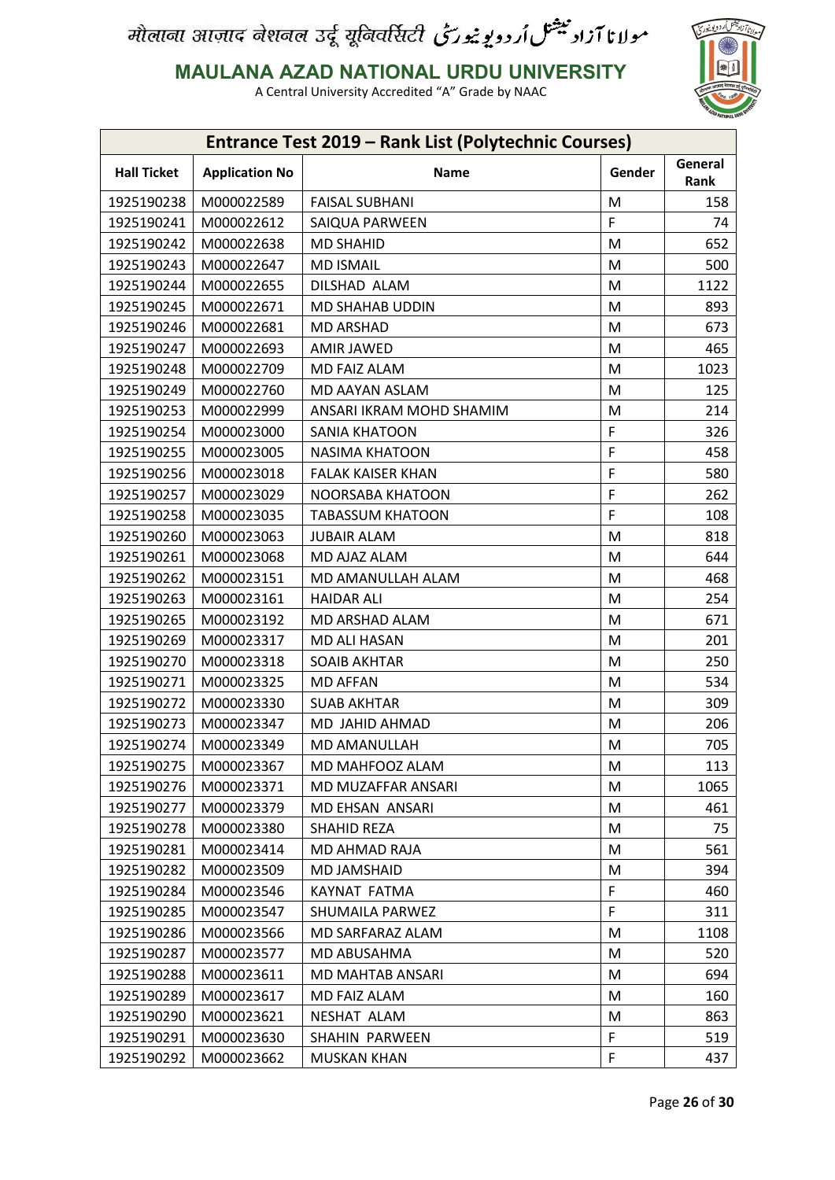मौलाना आज़ाद नेशनल उर्दू यूनिवर्सिटी مولانا آزاد نیشنل اُردو یونیورسٹی

**MAULANA AZAD NATIONAL URDU UNIVERSITY**

A Central University Accredited "A" Grade by NAAC

| Entrance Test 2019 – Rank List (Polytechnic Courses) | | | | |
|---|---|---|---|---|
| **Hall Ticket** | **Application No** | **Name** | **Gender** | **General Rank** |
| 1925190238 | M000022589 | FAISAL SUBHANI | M | 158 |
| 1925190241 | M000022612 | SAIQUA PARWEEN | F | 74 |
| 1925190242 | M000022638 | MD SHAHID | M | 652 |
| 1925190243 | M000022647 | MD ISMAIL | M | 500 |
| 1925190244 | M000022655 | DILSHAD ALAM | M | 1122 |
| 1925190245 | M000022671 | MD SHAHAB UDDIN | M | 893 |
| 1925190246 | M000022681 | MD ARSHAD | M | 673 |
| 1925190247 | M000022693 | AMIR JAWED | M | 465 |
| 1925190248 | M000022709 | MD FAIZ ALAM | M | 1023 |
| 1925190249 | M000022760 | MD AAYAN ASLAM | M | 125 |
| 1925190253 | M000022999 | ANSARI IKRAM MOHD SHAMIM | M | 214 |
| 1925190254 | M000023000 | SANIA KHATOON | F | 326 |
| 1925190255 | M000023005 | NASIMA KHATOON | F | 458 |
| 1925190256 | M000023018 | FALAK KAISER KHAN | F | 580 |
| 1925190257 | M000023029 | NOORSABA KHATOON | F | 262 |
| 1925190258 | M000023035 | TABASSUM KHATOON | F | 108 |
| 1925190260 | M000023063 | JUBAIR ALAM | M | 818 |
| 1925190261 | M000023068 | MD AJAZ ALAM | M | 644 |
| 1925190262 | M000023151 | MD AMANULLAH ALAM | M | 468 |
| 1925190263 | M000023161 | HAIDAR ALI | M | 254 |
| 1925190265 | M000023192 | MD ARSHAD ALAM | M | 671 |
| 1925190269 | M000023317 | MD ALI HASAN | M | 201 |
| 1925190270 | M000023318 | SOAIB AKHTAR | M | 250 |
| 1925190271 | M000023325 | MD AFFAN | M | 534 |
| 1925190272 | M000023330 | SUAB AKHTAR | M | 309 |
| 1925190273 | M000023347 | MD JAHID AHMAD | M | 206 |
| 1925190274 | M000023349 | MD AMANULLAH | M | 705 |
| 1925190275 | M000023367 | MD MAHFOOZ ALAM | M | 113 |
| 1925190276 | M000023371 | MD MUZAFFAR ANSARI | M | 1065 |
| 1925190277 | M000023379 | MD EHSAN ANSARI | M | 461 |
| 1925190278 | M000023380 | SHAHID REZA | M | 75 |
| 1925190281 | M000023414 | MD AHMAD RAJA | M | 561 |
| 1925190282 | M000023509 | MD JAMSHAID | M | 394 |
| 1925190284 | M000023546 | KAYNAT FATMA | F | 460 |
| 1925190285 | M000023547 | SHUMAILA PARWEZ | F | 311 |
| 1925190286 | M000023566 | MD SARFARAZ ALAM | M | 1108 |
| 1925190287 | M000023577 | MD ABUSAHMA | M | 520 |
| 1925190288 | M000023611 | MD MAHTAB ANSARI | M | 694 |
| 1925190289 | M000023617 | MD FAIZ ALAM | M | 160 |
| 1925190290 | M000023621 | NESHAT ALAM | M | 863 |
| 1925190291 | M000023630 | SHAHIN PARWEEN | F | 519 |
| 1925190292 | M000023662 | MUSKAN KHAN | F | 437 |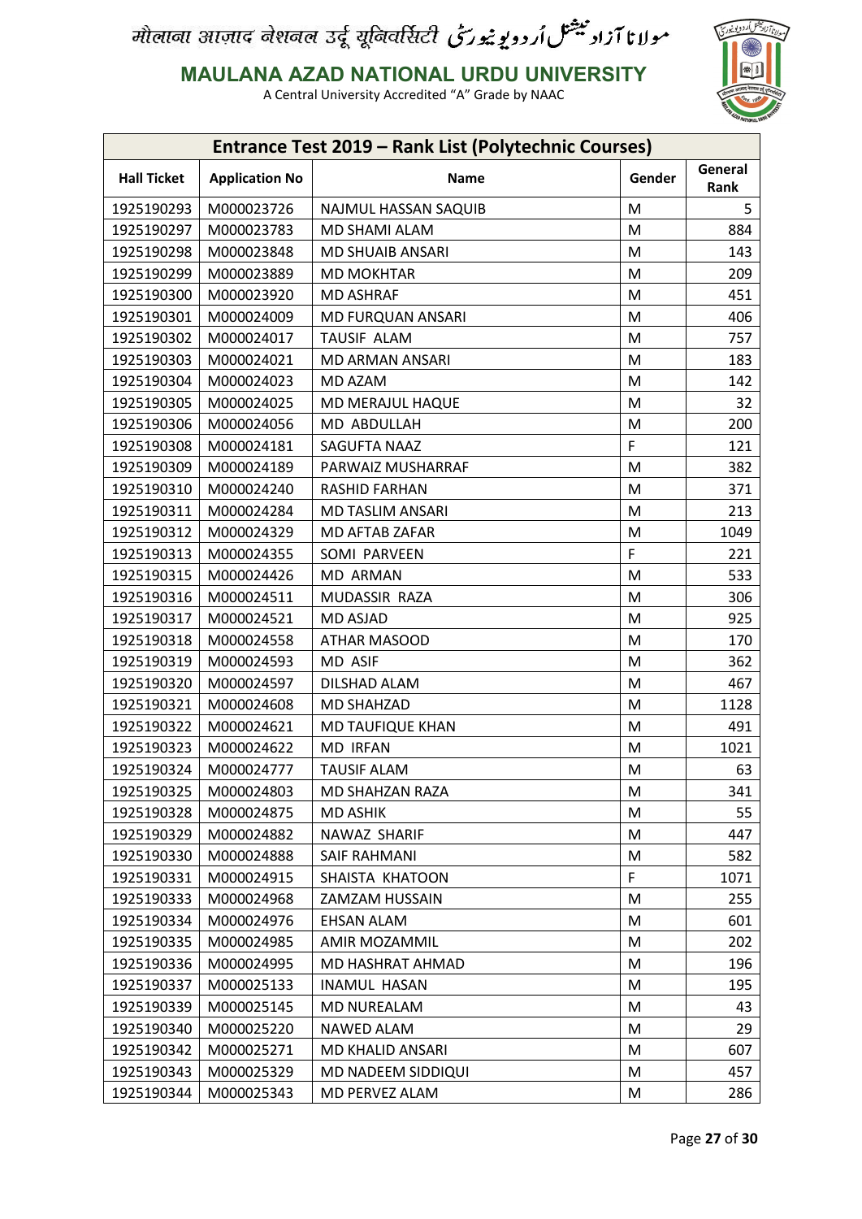मौलाना आज़ाद नेशनल उर्दू यूनिवर्सिटी مولانا آزاد نیشنل اُردو یونیورسٹی

# MAULANA AZAD NATIONAL URDU UNIVERSITY

A Central University Accredited "A" Grade by NAAC

| Entrance Test 2019 – Rank List (Polytechnic Courses) | | | | |
|---|---|---|---|---|
| Hall Ticket | Application No | Name | Gender | General Rank |
| 1925190293 | M000023726 | NAJMUL HASSAN SAQUIB | M | 5 |
| 1925190297 | M000023783 | MD SHAMI ALAM | M | 884 |
| 1925190298 | M000023848 | MD SHUAIB ANSARI | M | 143 |
| 1925190299 | M000023889 | MD MOKHTAR | M | 209 |
| 1925190300 | M000023920 | MD ASHRAF | M | 451 |
| 1925190301 | M000024009 | MD FURQUAN ANSARI | M | 406 |
| 1925190302 | M000024017 | TAUSIF ALAM | M | 757 |
| 1925190303 | M000024021 | MD ARMAN ANSARI | M | 183 |
| 1925190304 | M000024023 | MD AZAM | M | 142 |
| 1925190305 | M000024025 | MD MERAJUL HAQUE | M | 32 |
| 1925190306 | M000024056 | MD ABDULLAH | M | 200 |
| 1925190308 | M000024181 | SAGUFTA NAAZ | F | 121 |
| 1925190309 | M000024189 | PARWAIZ MUSHARRAF | M | 382 |
| 1925190310 | M000024240 | RASHID FARHAN | M | 371 |
| 1925190311 | M000024284 | MD TASLIM ANSARI | M | 213 |
| 1925190312 | M000024329 | MD AFTAB ZAFAR | M | 1049 |
| 1925190313 | M000024355 | SOMI PARVEEN | F | 221 |
| 1925190315 | M000024426 | MD ARMAN | M | 533 |
| 1925190316 | M000024511 | MUDASSIR RAZA | M | 306 |
| 1925190317 | M000024521 | MD ASJAD | M | 925 |
| 1925190318 | M000024558 | ATHAR MASOOD | M | 170 |
| 1925190319 | M000024593 | MD ASIF | M | 362 |
| 1925190320 | M000024597 | DILSHAD ALAM | M | 467 |
| 1925190321 | M000024608 | MD SHAHZAD | M | 1128 |
| 1925190322 | M000024621 | MD TAUFIQUE KHAN | M | 491 |
| 1925190323 | M000024622 | MD IRFAN | M | 1021 |
| 1925190324 | M000024777 | TAUSIF ALAM | M | 63 |
| 1925190325 | M000024803 | MD SHAHZAN RAZA | M | 341 |
| 1925190328 | M000024875 | MD ASHIK | M | 55 |
| 1925190329 | M000024882 | NAWAZ SHARIF | M | 447 |
| 1925190330 | M000024888 | SAIF RAHMANI | M | 582 |
| 1925190331 | M000024915 | SHAISTA KHATOON | F | 1071 |
| 1925190333 | M000024968 | ZAMZAM HUSSAIN | M | 255 |
| 1925190334 | M000024976 | EHSAN ALAM | M | 601 |
| 1925190335 | M000024985 | AMIR MOZAMMIL | M | 202 |
| 1925190336 | M000024995 | MD HASHRAT AHMAD | M | 196 |
| 1925190337 | M000025133 | INAMUL HASAN | M | 195 |
| 1925190339 | M000025145 | MD NUREALAM | M | 43 |
| 1925190340 | M000025220 | NAWED ALAM | M | 29 |
| 1925190342 | M000025271 | MD KHALID ANSARI | M | 607 |
| 1925190343 | M000025329 | MD NADEEM SIDDIQUI | M | 457 |
| 1925190344 | M000025343 | MD PERVEZ ALAM | M | 286 |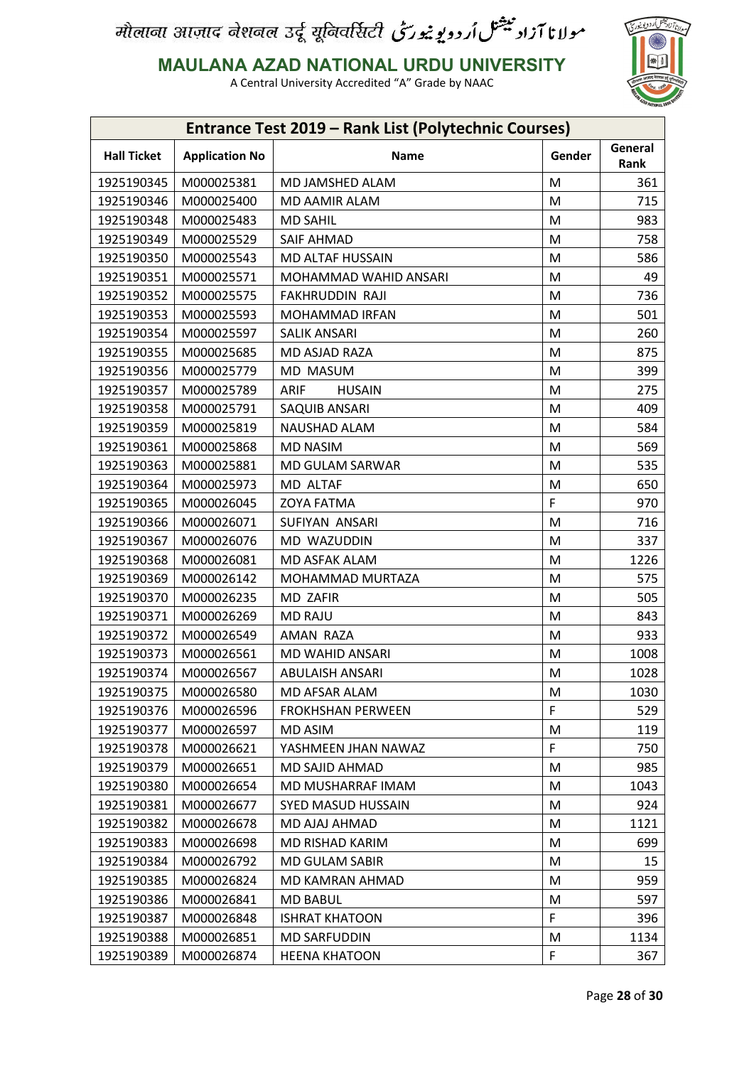मौलाना आज़ाद नेशनल उर्दू यूनिवर्सिटी مولانا آزاد نیشنل اردو یونیورسٹی

**MAULANA AZAD NATIONAL URDU UNIVERSITY**

A Central University Accredited "A" Grade by NAAC

| Entrance Test 2019 – Rank List (Polytechnic Courses) | | | | |
|---|---|---|---|---|
| **Hall Ticket** | **Application No** | **Name** | **Gender** | **General Rank** |
| 1925190345 | M000025381 | MD JAMSHED ALAM | M | 361 |
| 1925190346 | M000025400 | MD AAMIR ALAM | M | 715 |
| 1925190348 | M000025483 | MD SAHIL | M | 983 |
| 1925190349 | M000025529 | SAIF AHMAD | M | 758 |
| 1925190350 | M000025543 | MD ALTAF HUSSAIN | M | 586 |
| 1925190351 | M000025571 | MOHAMMAD WAHID ANSARI | M | 49 |
| 1925190352 | M000025575 | FAKHRUDDIN RAJI | M | 736 |
| 1925190353 | M000025593 | MOHAMMAD IRFAN | M | 501 |
| 1925190354 | M000025597 | SALIK ANSARI | M | 260 |
| 1925190355 | M000025685 | MD ASJAD RAZA | M | 875 |
| 1925190356 | M000025779 | MD MASUM | M | 399 |
| 1925190357 | M000025789 | ARIF HUSAIN | M | 275 |
| 1925190358 | M000025791 | SAQUIB ANSARI | M | 409 |
| 1925190359 | M000025819 | NAUSHAD ALAM | M | 584 |
| 1925190361 | M000025868 | MD NASIM | M | 569 |
| 1925190363 | M000025881 | MD GULAM SARWAR | M | 535 |
| 1925190364 | M000025973 | MD ALTAF | M | 650 |
| 1925190365 | M000026045 | ZOYA FATMA | F | 970 |
| 1925190366 | M000026071 | SUFIYAN ANSARI | M | 716 |
| 1925190367 | M000026076 | MD WAZUDDIN | M | 337 |
| 1925190368 | M000026081 | MD ASFAK ALAM | M | 1226 |
| 1925190369 | M000026142 | MOHAMMAD MURTAZA | M | 575 |
| 1925190370 | M000026235 | MD ZAFIR | M | 505 |
| 1925190371 | M000026269 | MD RAJU | M | 843 |
| 1925190372 | M000026549 | AMAN RAZA | M | 933 |
| 1925190373 | M000026561 | MD WAHID ANSARI | M | 1008 |
| 1925190374 | M000026567 | ABULAISH ANSARI | M | 1028 |
| 1925190375 | M000026580 | MD AFSAR ALAM | M | 1030 |
| 1925190376 | M000026596 | FROKHSHAN PERWEEN | F | 529 |
| 1925190377 | M000026597 | MD ASIM | M | 119 |
| 1925190378 | M000026621 | YASHMEEN JHAN NAWAZ | F | 750 |
| 1925190379 | M000026651 | MD SAJID AHMAD | M | 985 |
| 1925190380 | M000026654 | MD MUSHARRAF IMAM | M | 1043 |
| 1925190381 | M000026677 | SYED MASUD HUSSAIN | M | 924 |
| 1925190382 | M000026678 | MD AJAJ AHMAD | M | 1121 |
| 1925190383 | M000026698 | MD RISHAD KARIM | M | 699 |
| 1925190384 | M000026792 | MD GULAM SABIR | M | 15 |
| 1925190385 | M000026824 | MD KAMRAN AHMAD | M | 959 |
| 1925190386 | M000026841 | MD BABUL | M | 597 |
| 1925190387 | M000026848 | ISHRAT KHATOON | F | 396 |
| 1925190388 | M000026851 | MD SARFUDDIN | M | 1134 |
| 1925190389 | M000026874 | HEENA KHATOON | F | 367 |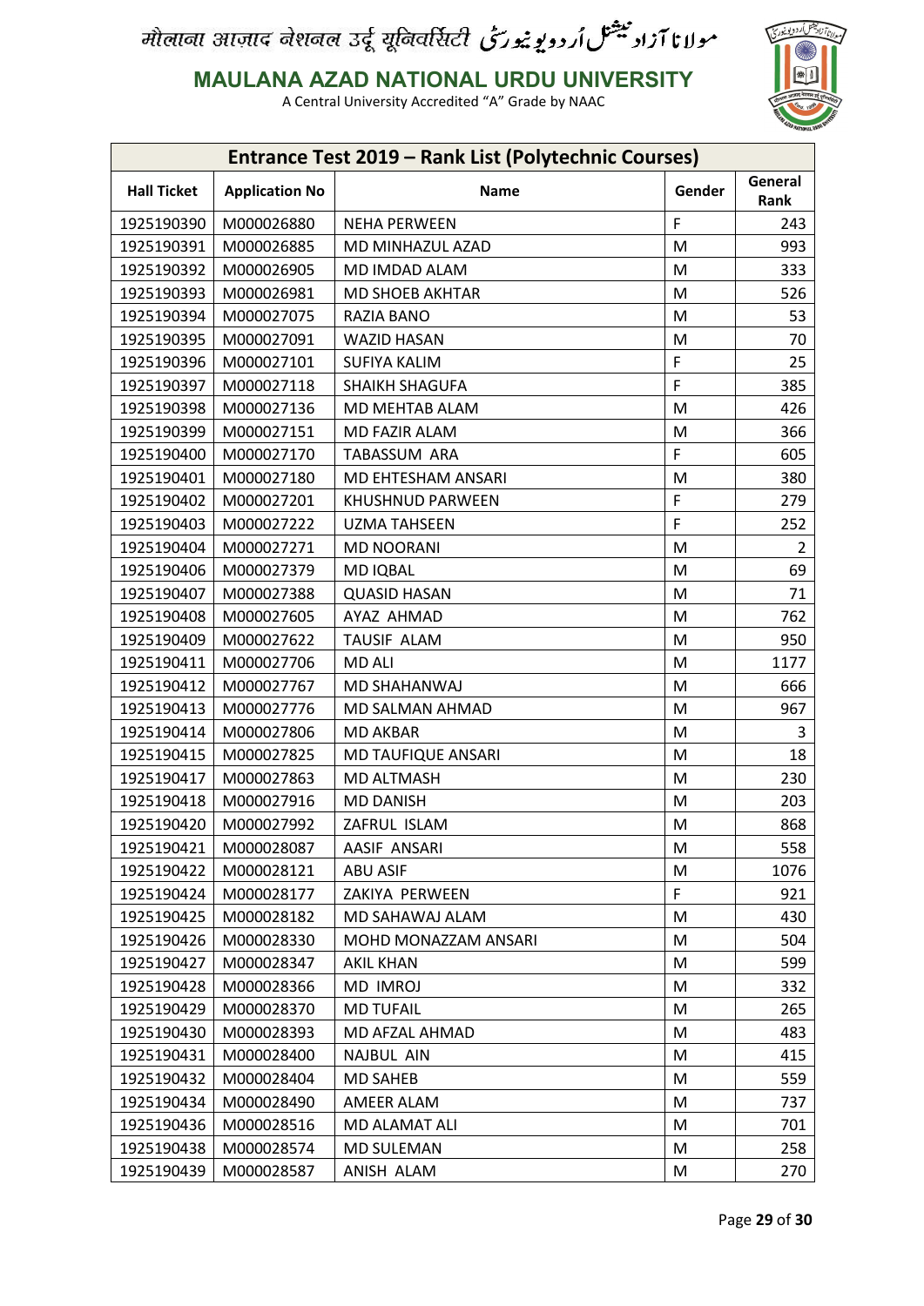मौलाना आज़ाद नेशनल उर्दू यूनिवर्सिटी مولانا آزاد نیشنل اُردو یونیورسٹی

**MAULANA AZAD NATIONAL URDU UNIVERSITY**

A Central University Accredited "A" Grade by NAAC

| Entrance Test 2019 – Rank List (Polytechnic Courses) | | | | |
|---|---|---|---|---|
| **Hall Ticket** | **Application No** | **Name** | **Gender** | **General Rank** |
| 1925190390 | M000026880 | NEHA PERWEEN | F | 243 |
| 1925190391 | M000026885 | MD MINHAZUL AZAD | M | 993 |
| 1925190392 | M000026905 | MD IMDAD ALAM | M | 333 |
| 1925190393 | M000026981 | MD SHOEB AKHTAR | M | 526 |
| 1925190394 | M000027075 | RAZIA BANO | M | 53 |
| 1925190395 | M000027091 | WAZID HASAN | M | 70 |
| 1925190396 | M000027101 | SUFIYA KALIM | F | 25 |
| 1925190397 | M000027118 | SHAIKH SHAGUFA | F | 385 |
| 1925190398 | M000027136 | MD MEHTAB ALAM | M | 426 |
| 1925190399 | M000027151 | MD FAZIR ALAM | M | 366 |
| 1925190400 | M000027170 | TABASSUM ARA | F | 605 |
| 1925190401 | M000027180 | MD EHTESHAM ANSARI | M | 380 |
| 1925190402 | M000027201 | KHUSHNUD PARWEEN | F | 279 |
| 1925190403 | M000027222 | UZMA TAHSEEN | F | 252 |
| 1925190404 | M000027271 | MD NOORANI | M | 2 |
| 1925190406 | M000027379 | MD IQBAL | M | 69 |
| 1925190407 | M000027388 | QUASID HASAN | M | 71 |
| 1925190408 | M000027605 | AYAZ AHMAD | M | 762 |
| 1925190409 | M000027622 | TAUSIF ALAM | M | 950 |
| 1925190411 | M000027706 | MD ALI | M | 1177 |
| 1925190412 | M000027767 | MD SHAHANWAJ | M | 666 |
| 1925190413 | M000027776 | MD SALMAN AHMAD | M | 967 |
| 1925190414 | M000027806 | MD AKBAR | M | 3 |
| 1925190415 | M000027825 | MD TAUFIQUE ANSARI | M | 18 |
| 1925190417 | M000027863 | MD ALTMASH | M | 230 |
| 1925190418 | M000027916 | MD DANISH | M | 203 |
| 1925190420 | M000027992 | ZAFRUL ISLAM | M | 868 |
| 1925190421 | M000028087 | AASIF ANSARI | M | 558 |
| 1925190422 | M000028121 | ABU ASIF | M | 1076 |
| 1925190424 | M000028177 | ZAKIYA PERWEEN | F | 921 |
| 1925190425 | M000028182 | MD SAHAWAJ ALAM | M | 430 |
| 1925190426 | M000028330 | MOHD MONAZZAM ANSARI | M | 504 |
| 1925190427 | M000028347 | AKIL KHAN | M | 599 |
| 1925190428 | M000028366 | MD IMROJ | M | 332 |
| 1925190429 | M000028370 | MD TUFAIL | M | 265 |
| 1925190430 | M000028393 | MD AFZAL AHMAD | M | 483 |
| 1925190431 | M000028400 | NAJBUL AIN | M | 415 |
| 1925190432 | M000028404 | MD SAHEB | M | 559 |
| 1925190434 | M000028490 | AMEER ALAM | M | 737 |
| 1925190436 | M000028516 | MD ALAMAT ALI | M | 701 |
| 1925190438 | M000028574 | MD SULEMAN | M | 258 |
| 1925190439 | M000028587 | ANISH ALAM | M | 270 |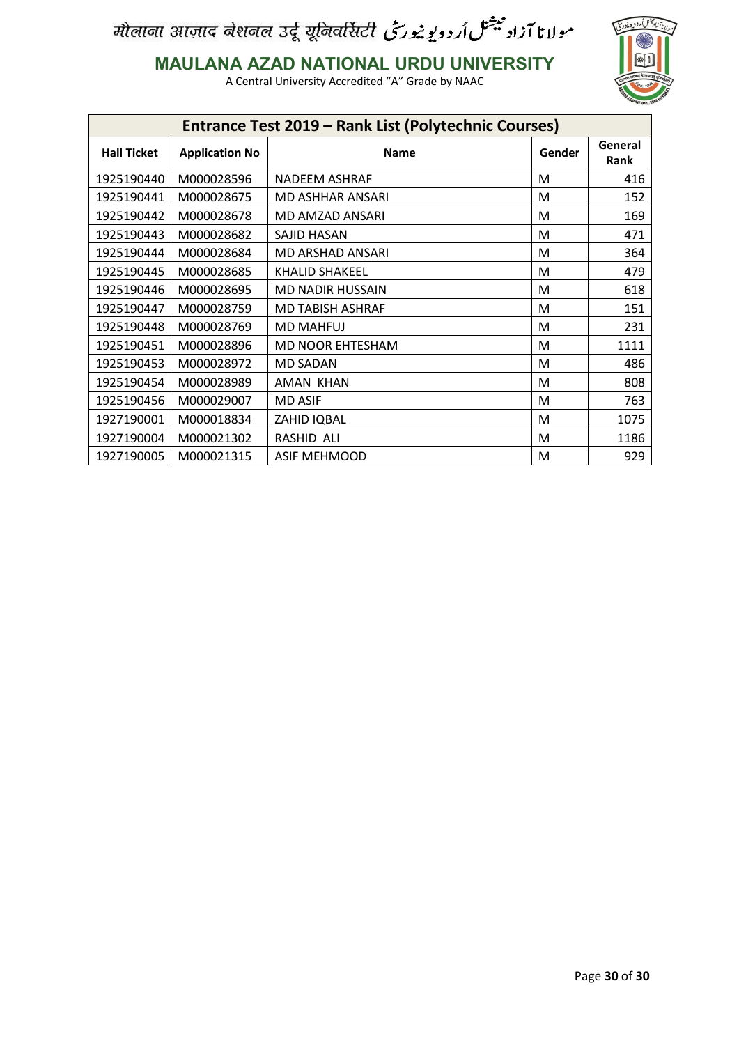मौलाना आज़ाद नेशनल उर्दू यूनिवर्सिटी مولانا آزاد نیشنل اُردو یونیورسٹی

**MAULANA AZAD NATIONAL URDU UNIVERSITY**

A Central University Accredited "A" Grade by NAAC

| Entrance Test 2019 – Rank List (Polytechnic Courses) | | | | |
|---|---|---|---|---|
| **Hall Ticket** | **Application No** | **Name** | **Gender** | **General Rank** |
| 1925190440 | M000028596 | NADEEM ASHRAF | M | 416 |
| 1925190441 | M000028675 | MD ASHHAR ANSARI | M | 152 |
| 1925190442 | M000028678 | MD AMZAD ANSARI | M | 169 |
| 1925190443 | M000028682 | SAJID HASAN | M | 471 |
| 1925190444 | M000028684 | MD ARSHAD ANSARI | M | 364 |
| 1925190445 | M000028685 | KHALID SHAKEEL | M | 479 |
| 1925190446 | M000028695 | MD NADIR HUSSAIN | M | 618 |
| 1925190447 | M000028759 | MD TABISH ASHRAF | M | 151 |
| 1925190448 | M000028769 | MD MAHFUJ | M | 231 |
| 1925190451 | M000028896 | MD NOOR EHTESHAM | M | 1111 |
| 1925190453 | M000028972 | MD SADAN | M | 486 |
| 1925190454 | M000028989 | AMAN KHAN | M | 808 |
| 1925190456 | M000029007 | MD ASIF | M | 763 |
| 1927190001 | M000018834 | ZAHID IQBAL | M | 1075 |
| 1927190004 | M000021302 | RASHID ALI | M | 1186 |
| 1927190005 | M000021315 | ASIF MEHMOOD | M | 929 |